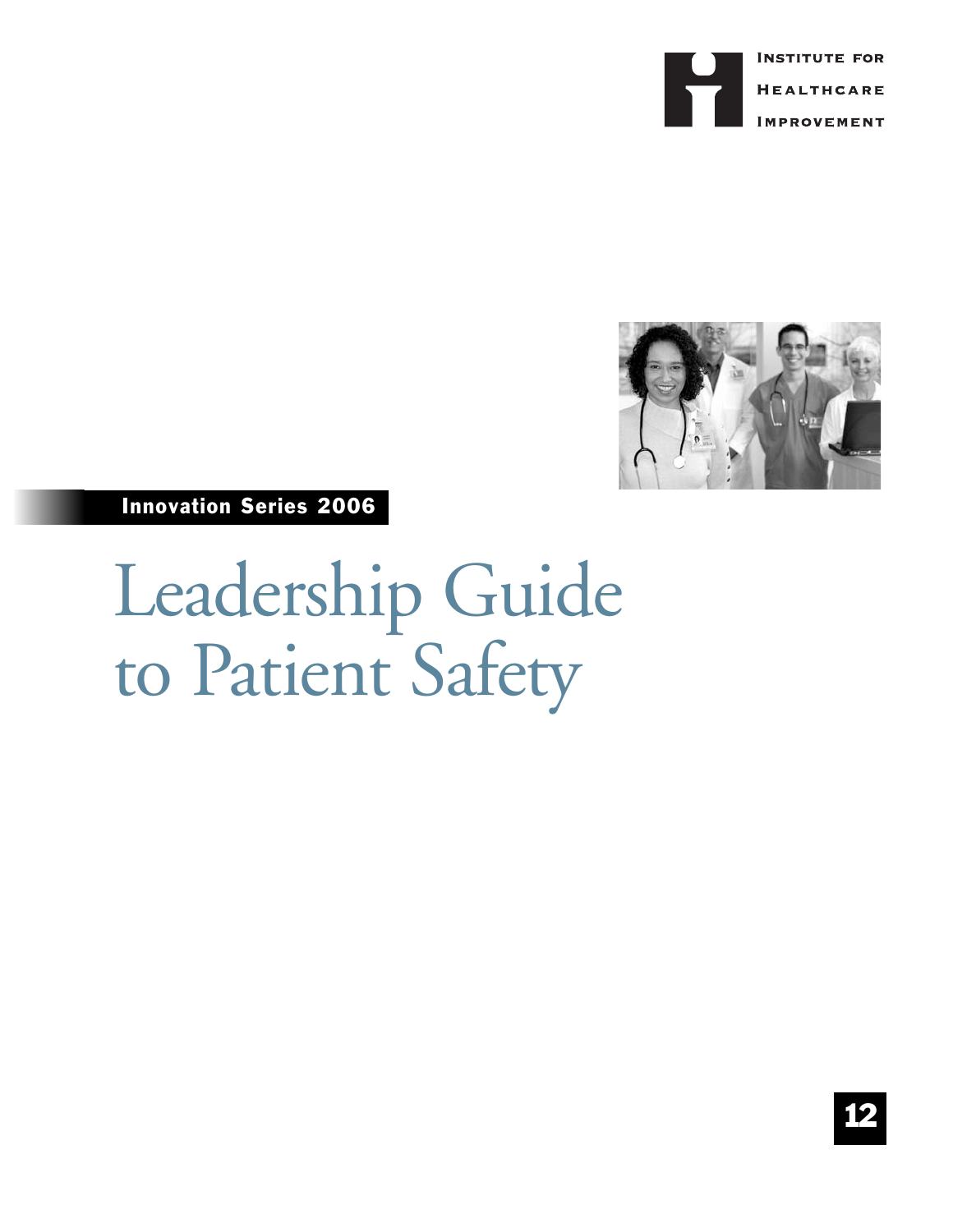Institute for Healthcare Improvement

Innovation Series 2006

# Leadership Guide to Patient Safety

12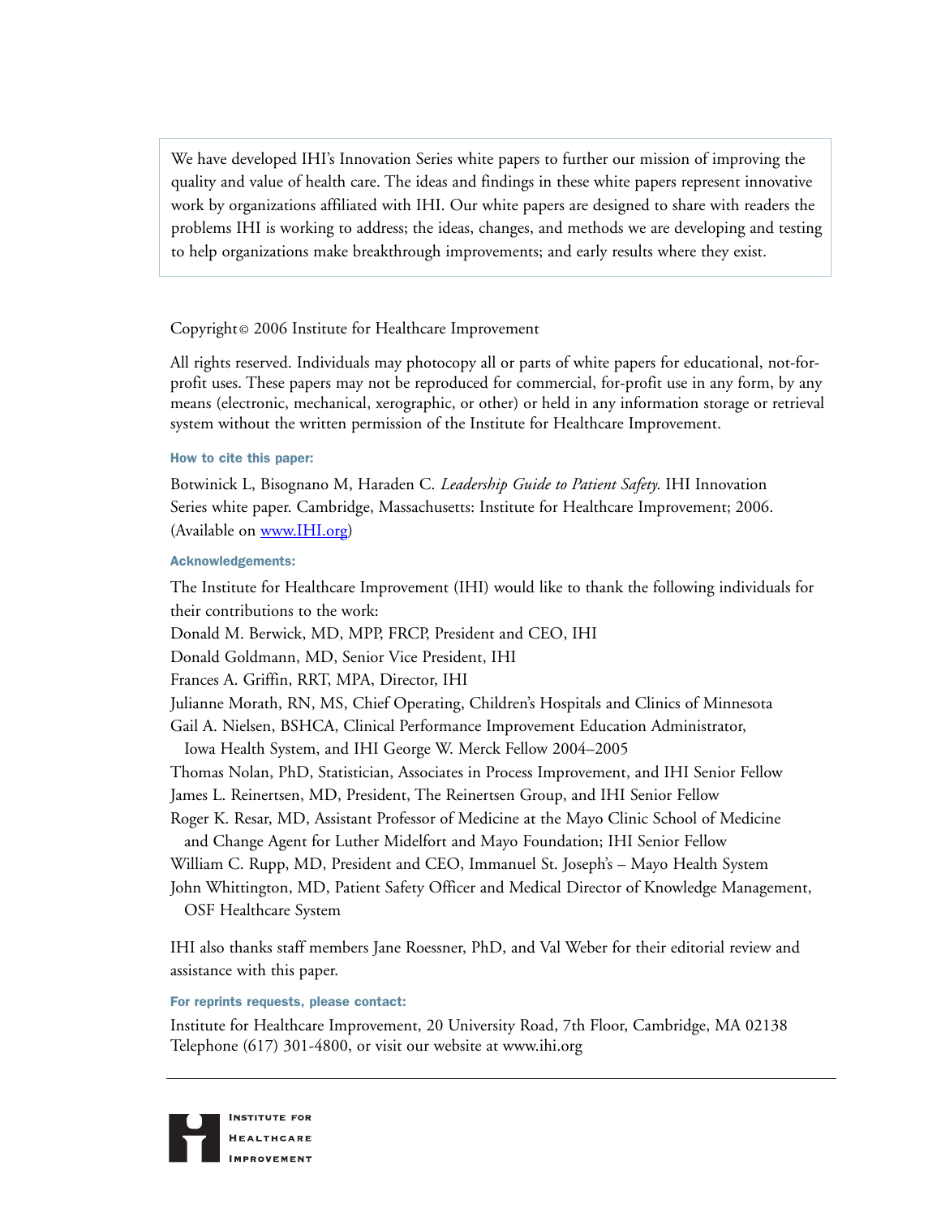We have developed IHI's Innovation Series white papers to further our mission of improving the quality and value of health care. The ideas and findings in these white papers represent innovative work by organizations affiliated with IHI. Our white papers are designed to share with readers the problems IHI is working to address; the ideas, changes, and methods we are developing and testing to help organizations make breakthrough improvements; and early results where they exist.

Copyright © 2006 Institute for Healthcare Improvement

All rights reserved. Individuals may photocopy all or parts of white papers for educational, not-for-profit uses. These papers may not be reproduced for commercial, for-profit use in any form, by any means (electronic, mechanical, xerographic, or other) or held in any information storage or retrieval system without the written permission of the Institute for Healthcare Improvement.

**How to cite this paper:**

Botwinick L, Bisognano M, Haraden C. *Leadership Guide to Patient Safety*. IHI Innovation Series white paper. Cambridge, Massachusetts: Institute for Healthcare Improvement; 2006. (Available on www.IHI.org)

**Acknowledgements:**

The Institute for Healthcare Improvement (IHI) would like to thank the following individuals for their contributions to the work:

Donald M. Berwick, MD, MPP, FRCP, President and CEO, IHI
Donald Goldmann, MD, Senior Vice President, IHI
Frances A. Griffin, RRT, MPA, Director, IHI
Julianne Morath, RN, MS, Chief Operating, Children's Hospitals and Clinics of Minnesota
Gail A. Nielsen, BSHCA, Clinical Performance Improvement Education Administrator, Iowa Health System, and IHI George W. Merck Fellow 2004–2005
Thomas Nolan, PhD, Statistician, Associates in Process Improvement, and IHI Senior Fellow
James L. Reinertsen, MD, President, The Reinertsen Group, and IHI Senior Fellow
Roger K. Resar, MD, Assistant Professor of Medicine at the Mayo Clinic School of Medicine and Change Agent for Luther Midelfort and Mayo Foundation; IHI Senior Fellow
William C. Rupp, MD, President and CEO, Immanuel St. Joseph's – Mayo Health System
John Whittington, MD, Patient Safety Officer and Medical Director of Knowledge Management, OSF Healthcare System

IHI also thanks staff members Jane Roessner, PhD, and Val Weber for their editorial review and assistance with this paper.

**For reprints requests, please contact:**

Institute for Healthcare Improvement, 20 University Road, 7th Floor, Cambridge, MA 02138
Telephone (617) 301-4800, or visit our website at www.ihi.org

INSTITUTE FOR HEALTHCARE IMPROVEMENT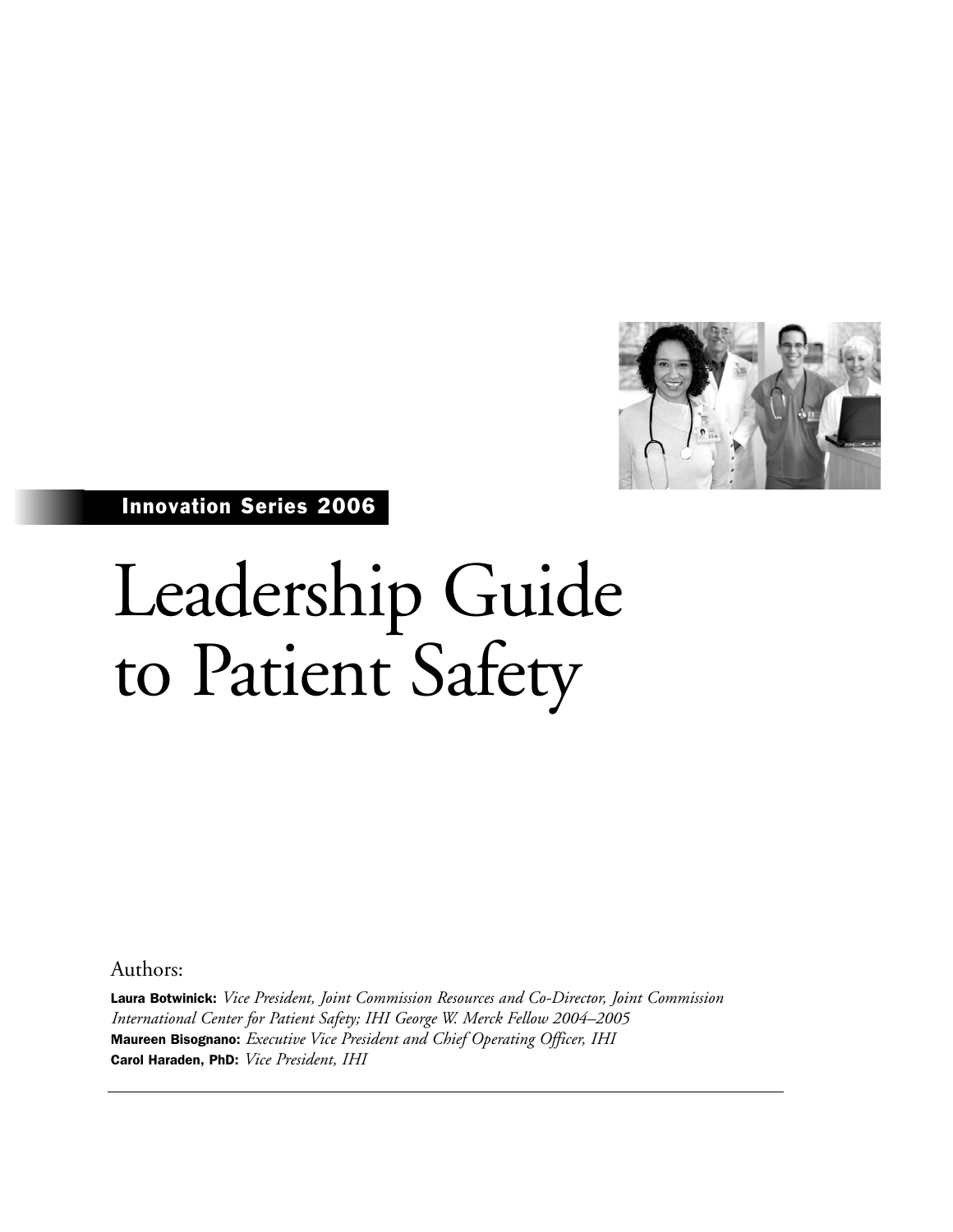Innovation Series 2006

# Leadership Guide to Patient Safety

Authors:

**Laura Botwinick:** *Vice President, Joint Commission Resources and Co-Director, Joint Commission International Center for Patient Safety; IHI George W. Merck Fellow 2004–2005*
**Maureen Bisognano:** *Executive Vice President and Chief Operating Officer, IHI*
**Carol Haraden, PhD:** *Vice President, IHI*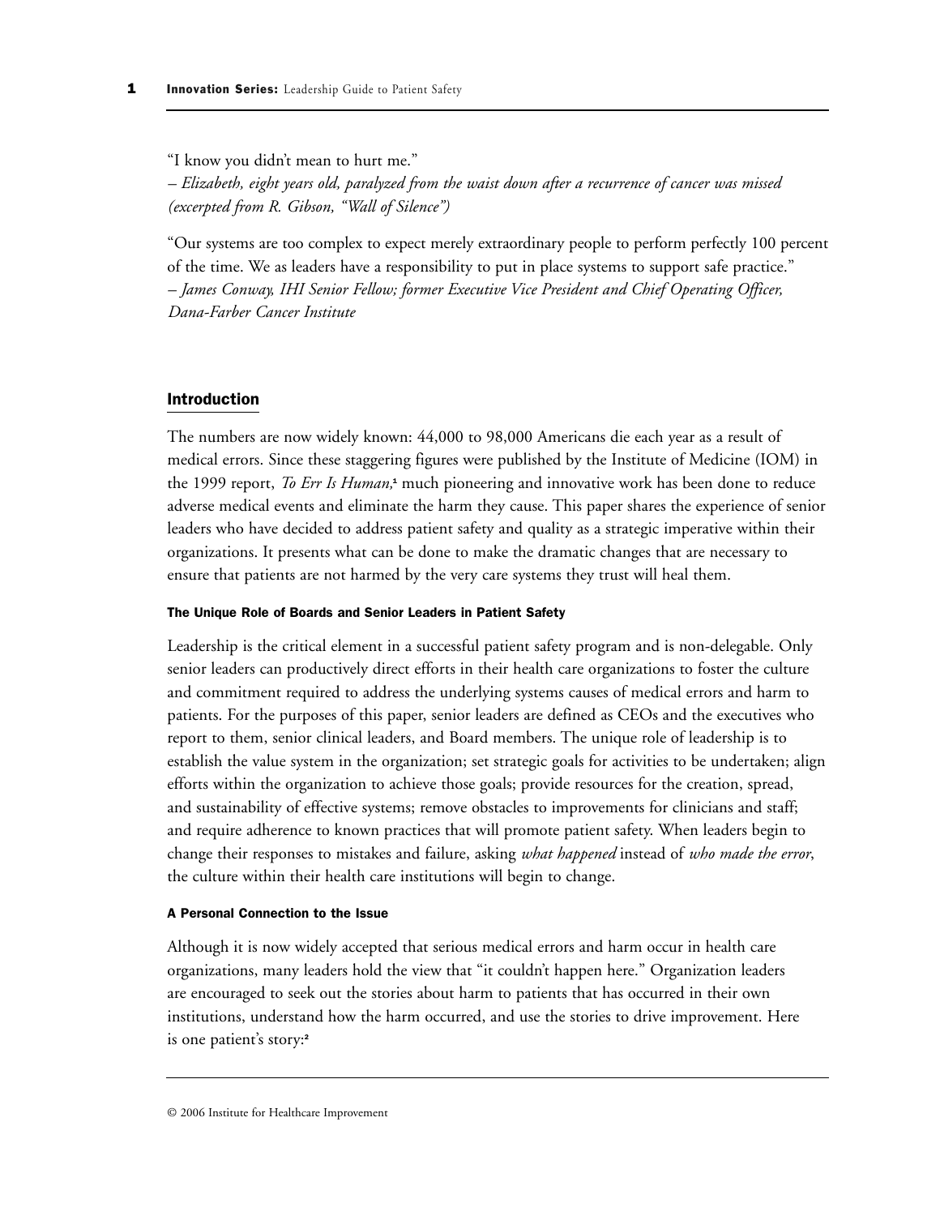"I know you didn't mean to hurt me."
*– Elizabeth, eight years old, paralyzed from the waist down after a recurrence of cancer was missed (excerpted from R. Gibson, "Wall of Silence")*

"Our systems are too complex to expect merely extraordinary people to perform perfectly 100 percent of the time. We as leaders have a responsibility to put in place systems to support safe practice."
*– James Conway, IHI Senior Fellow; former Executive Vice President and Chief Operating Officer, Dana-Farber Cancer Institute*

## Introduction

The numbers are now widely known: 44,000 to 98,000 Americans die each year as a result of medical errors. Since these staggering figures were published by the Institute of Medicine (IOM) in the 1999 report, *To Err Is Human,*[1] much pioneering and innovative work has been done to reduce adverse medical events and eliminate the harm they cause. This paper shares the experience of senior leaders who have decided to address patient safety and quality as a strategic imperative within their organizations. It presents what can be done to make the dramatic changes that are necessary to ensure that patients are not harmed by the very care systems they trust will heal them.

### The Unique Role of Boards and Senior Leaders in Patient Safety

Leadership is the critical element in a successful patient safety program and is non-delegable. Only senior leaders can productively direct efforts in their health care organizations to foster the culture and commitment required to address the underlying systems causes of medical errors and harm to patients. For the purposes of this paper, senior leaders are defined as CEOs and the executives who report to them, senior clinical leaders, and Board members. The unique role of leadership is to establish the value system in the organization; set strategic goals for activities to be undertaken; align efforts within the organization to achieve those goals; provide resources for the creation, spread, and sustainability of effective systems; remove obstacles to improvements for clinicians and staff; and require adherence to known practices that will promote patient safety. When leaders begin to change their responses to mistakes and failure, asking *what happened* instead of *who made the error*, the culture within their health care institutions will begin to change.

### A Personal Connection to the Issue

Although it is now widely accepted that serious medical errors and harm occur in health care organizations, many leaders hold the view that "it couldn't happen here." Organization leaders are encouraged to seek out the stories about harm to patients that has occurred in their own institutions, understand how the harm occurred, and use the stories to drive improvement. Here is one patient's story:[2]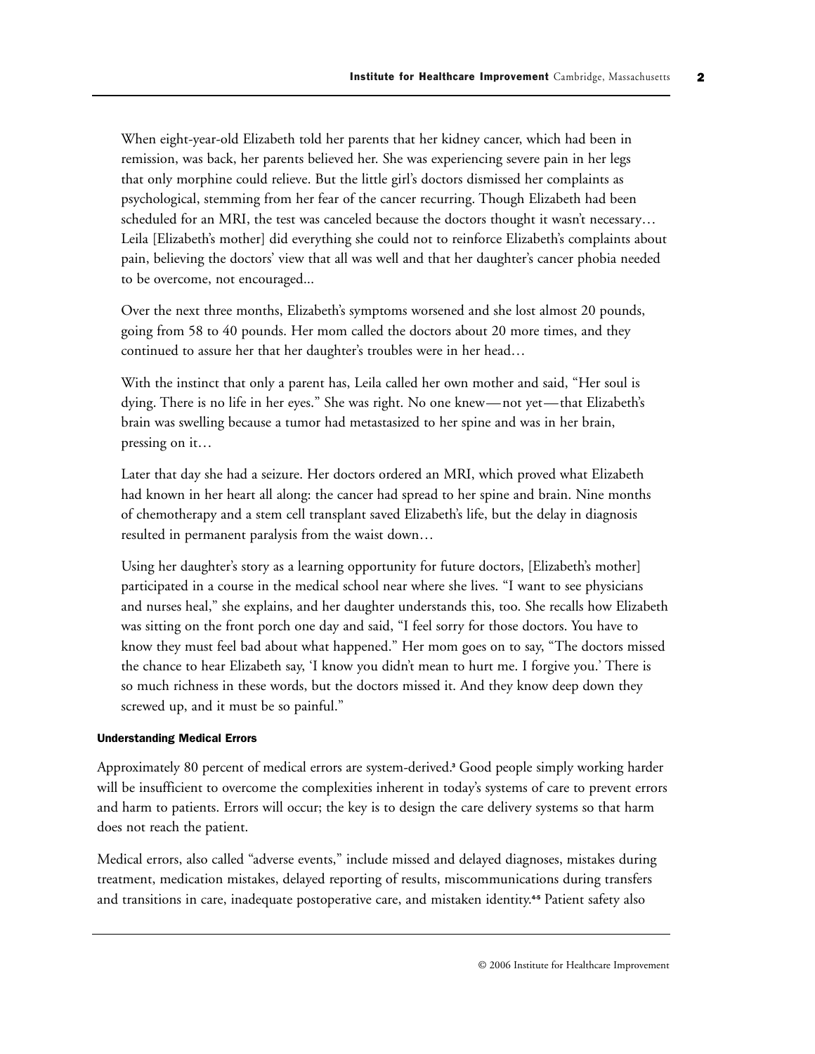When eight-year-old Elizabeth told her parents that her kidney cancer, which had been in remission, was back, her parents believed her. She was experiencing severe pain in her legs that only morphine could relieve. But the little girl's doctors dismissed her complaints as psychological, stemming from her fear of the cancer recurring. Though Elizabeth had been scheduled for an MRI, the test was canceled because the doctors thought it wasn't necessary… Leila [Elizabeth's mother] did everything she could not to reinforce Elizabeth's complaints about pain, believing the doctors' view that all was well and that her daughter's cancer phobia needed to be overcome, not encouraged...

Over the next three months, Elizabeth's symptoms worsened and she lost almost 20 pounds, going from 58 to 40 pounds. Her mom called the doctors about 20 more times, and they continued to assure her that her daughter's troubles were in her head…

With the instinct that only a parent has, Leila called her own mother and said, "Her soul is dying. There is no life in her eyes." She was right. No one knew—not yet—that Elizabeth's brain was swelling because a tumor had metastasized to her spine and was in her brain, pressing on it…

Later that day she had a seizure. Her doctors ordered an MRI, which proved what Elizabeth had known in her heart all along: the cancer had spread to her spine and brain. Nine months of chemotherapy and a stem cell transplant saved Elizabeth's life, but the delay in diagnosis resulted in permanent paralysis from the waist down…

Using her daughter's story as a learning opportunity for future doctors, [Elizabeth's mother] participated in a course in the medical school near where she lives. "I want to see physicians and nurses heal," she explains, and her daughter understands this, too. She recalls how Elizabeth was sitting on the front porch one day and said, "I feel sorry for those doctors. You have to know they must feel bad about what happened." Her mom goes on to say, "The doctors missed the chance to hear Elizabeth say, 'I know you didn't mean to hurt me. I forgive you.' There is so much richness in these words, but the doctors missed it. And they know deep down they screwed up, and it must be so painful."

#### Understanding Medical Errors

Approximately 80 percent of medical errors are system-derived.[3] Good people simply working harder will be insufficient to overcome the complexities inherent in today's systems of care to prevent errors and harm to patients. Errors will occur; the key is to design the care delivery systems so that harm does not reach the patient.

Medical errors, also called "adverse events," include missed and delayed diagnoses, mistakes during treatment, medication mistakes, delayed reporting of results, miscommunications during transfers and transitions in care, inadequate postoperative care, and mistaken identity.[4-5] Patient safety also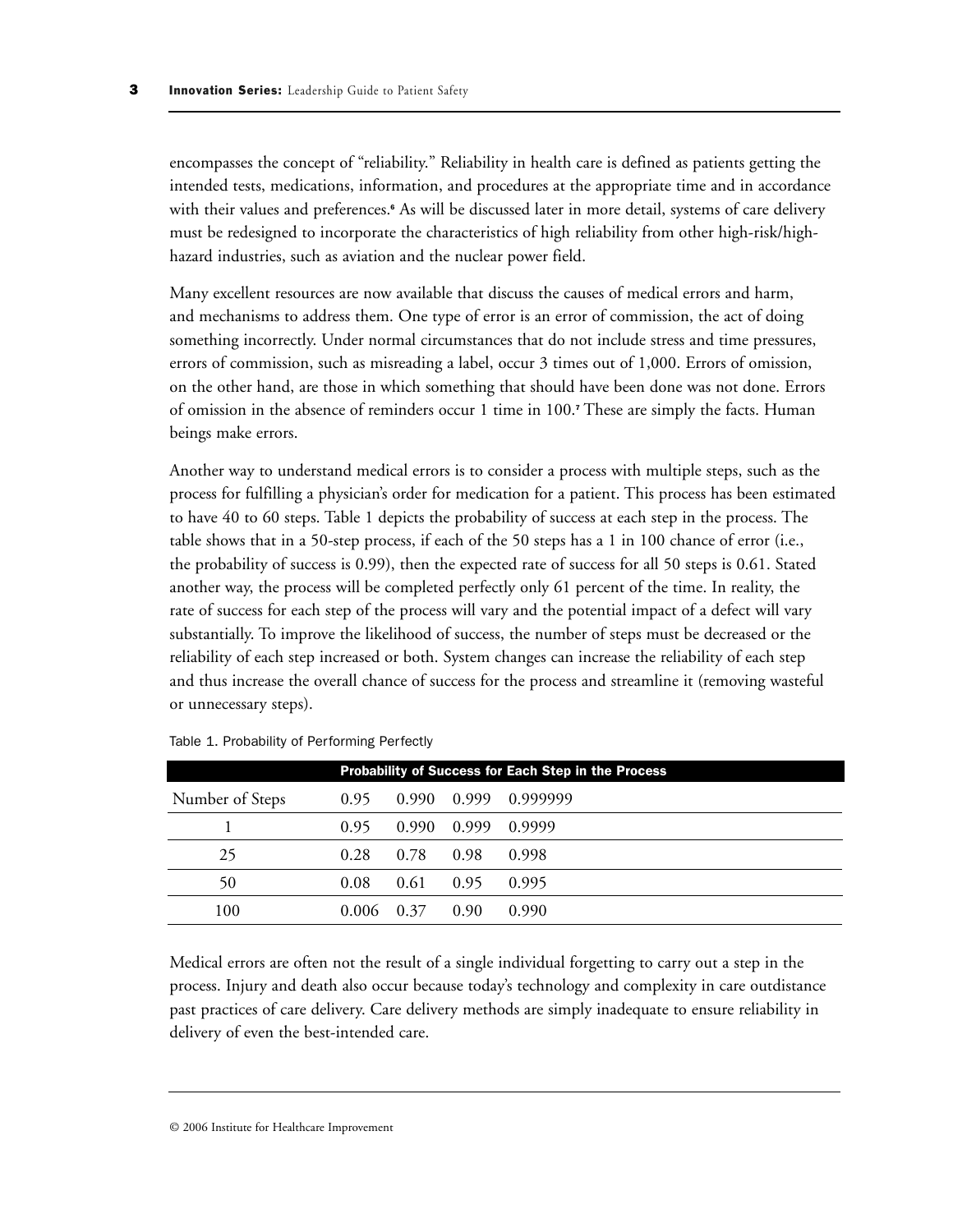encompasses the concept of "reliability." Reliability in health care is defined as patients getting the intended tests, medications, information, and procedures at the appropriate time and in accordance with their values and preferences.[6] As will be discussed later in more detail, systems of care delivery must be redesigned to incorporate the characteristics of high reliability from other high-risk/high-hazard industries, such as aviation and the nuclear power field.

Many excellent resources are now available that discuss the causes of medical errors and harm, and mechanisms to address them. One type of error is an error of commission, the act of doing something incorrectly. Under normal circumstances that do not include stress and time pressures, errors of commission, such as misreading a label, occur 3 times out of 1,000. Errors of omission, on the other hand, are those in which something that should have been done was not done. Errors of omission in the absence of reminders occur 1 time in 100.[7] These are simply the facts. Human beings make errors.

Another way to understand medical errors is to consider a process with multiple steps, such as the process for fulfilling a physician's order for medication for a patient. This process has been estimated to have 40 to 60 steps. Table 1 depicts the probability of success at each step in the process. The table shows that in a 50-step process, if each of the 50 steps has a 1 in 100 chance of error (i.e., the probability of success is 0.99), then the expected rate of success for all 50 steps is 0.61. Stated another way, the process will be completed perfectly only 61 percent of the time. In reality, the rate of success for each step of the process will vary and the potential impact of a defect will vary substantially. To improve the likelihood of success, the number of steps must be decreased or the reliability of each step increased or both. System changes can increase the reliability of each step and thus increase the overall chance of success for the process and streamline it (removing wasteful or unnecessary steps).

Table 1. Probability of Performing Perfectly

| | Probability of Success for Each Step in the Process | | | |
|---|---|---|---|---|
| Number of Steps | 0.95 | 0.990 | 0.999 | 0.999999 |
| 1 | 0.95 | 0.990 | 0.999 | 0.9999 |
| 25 | 0.28 | 0.78 | 0.98 | 0.998 |
| 50 | 0.08 | 0.61 | 0.95 | 0.995 |
| 100 | 0.006 | 0.37 | 0.90 | 0.990 |

Medical errors are often not the result of a single individual forgetting to carry out a step in the process. Injury and death also occur because today's technology and complexity in care outdistance past practices of care delivery. Care delivery methods are simply inadequate to ensure reliability in delivery of even the best-intended care.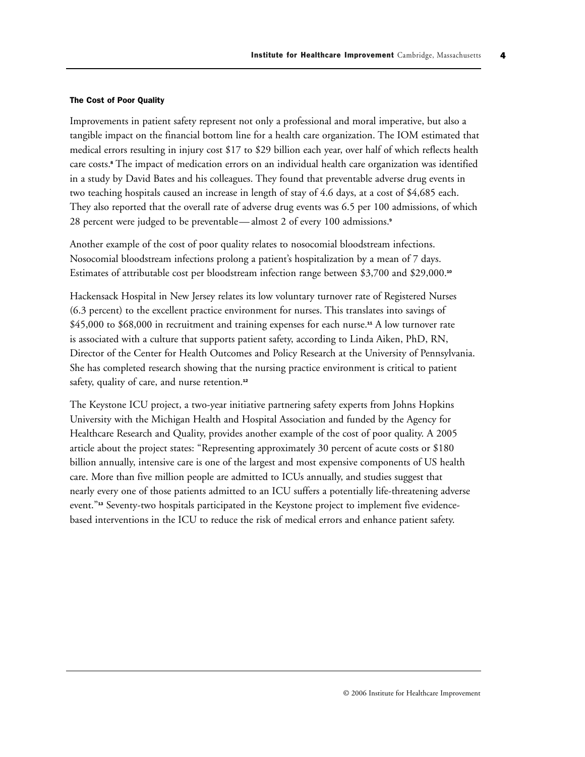#### The Cost of Poor Quality

Improvements in patient safety represent not only a professional and moral imperative, but also a tangible impact on the financial bottom line for a health care organization. The IOM estimated that medical errors resulting in injury cost $17 to $29 billion each year, over half of which reflects health care costs.[8] The impact of medication errors on an individual health care organization was identified in a study by David Bates and his colleagues. They found that preventable adverse drug events in two teaching hospitals caused an increase in length of stay of 4.6 days, at a cost of $4,685 each. They also reported that the overall rate of adverse drug events was 6.5 per 100 admissions, of which 28 percent were judged to be preventable — almost 2 of every 100 admissions.[9]

Another example of the cost of poor quality relates to nosocomial bloodstream infections. Nosocomial bloodstream infections prolong a patient's hospitalization by a mean of 7 days. Estimates of attributable cost per bloodstream infection range between $3,700 and $29,000.[10]

Hackensack Hospital in New Jersey relates its low voluntary turnover rate of Registered Nurses (6.3 percent) to the excellent practice environment for nurses. This translates into savings of $45,000 to $68,000 in recruitment and training expenses for each nurse.[11] A low turnover rate is associated with a culture that supports patient safety, according to Linda Aiken, PhD, RN, Director of the Center for Health Outcomes and Policy Research at the University of Pennsylvania. She has completed research showing that the nursing practice environment is critical to patient safety, quality of care, and nurse retention.[12]

The Keystone ICU project, a two-year initiative partnering safety experts from Johns Hopkins University with the Michigan Health and Hospital Association and funded by the Agency for Healthcare Research and Quality, provides another example of the cost of poor quality. A 2005 article about the project states: "Representing approximately 30 percent of acute costs or $180 billion annually, intensive care is one of the largest and most expensive components of US health care. More than five million people are admitted to ICUs annually, and studies suggest that nearly every one of those patients admitted to an ICU suffers a potentially life-threatening adverse event."[13] Seventy-two hospitals participated in the Keystone project to implement five evidence-based interventions in the ICU to reduce the risk of medical errors and enhance patient safety.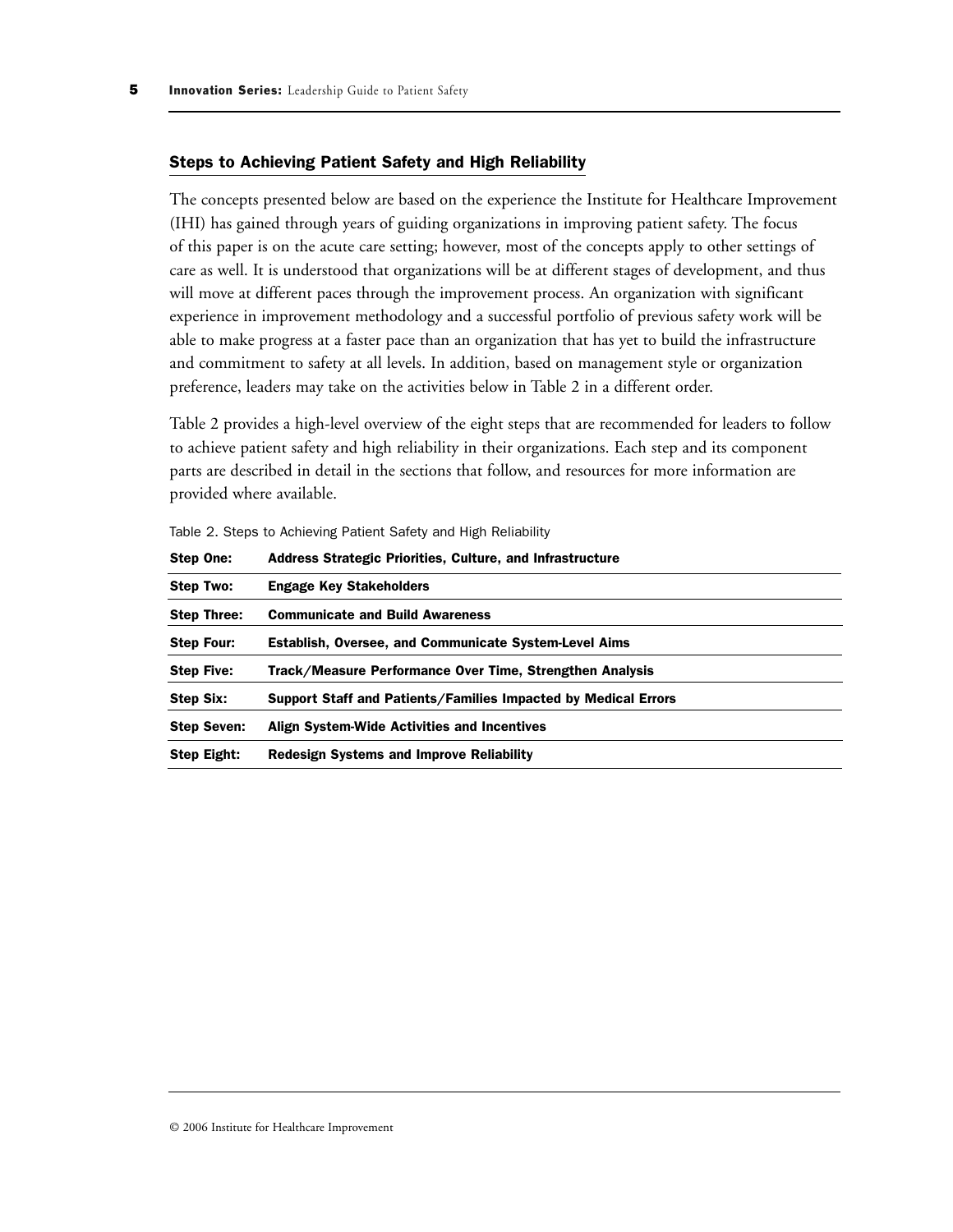## Steps to Achieving Patient Safety and High Reliability

The concepts presented below are based on the experience the Institute for Healthcare Improvement (IHI) has gained through years of guiding organizations in improving patient safety. The focus of this paper is on the acute care setting; however, most of the concepts apply to other settings of care as well. It is understood that organizations will be at different stages of development, and thus will move at different paces through the improvement process. An organization with significant experience in improvement methodology and a successful portfolio of previous safety work will be able to make progress at a faster pace than an organization that has yet to build the infrastructure and commitment to safety at all levels. In addition, based on management style or organization preference, leaders may take on the activities below in Table 2 in a different order.

Table 2 provides a high-level overview of the eight steps that are recommended for leaders to follow to achieve patient safety and high reliability in their organizations. Each step and its component parts are described in detail in the sections that follow, and resources for more information are provided where available.

Table 2. Steps to Achieving Patient Safety and High Reliability

| Step | Description |
|---|---|
| **Step One:** | **Address Strategic Priorities, Culture, and Infrastructure** |
| **Step Two:** | **Engage Key Stakeholders** |
| **Step Three:** | **Communicate and Build Awareness** |
| **Step Four:** | **Establish, Oversee, and Communicate System-Level Aims** |
| **Step Five:** | **Track/Measure Performance Over Time, Strengthen Analysis** |
| **Step Six:** | **Support Staff and Patients/Families Impacted by Medical Errors** |
| **Step Seven:** | **Align System-Wide Activities and Incentives** |
| **Step Eight:** | **Redesign Systems and Improve Reliability** |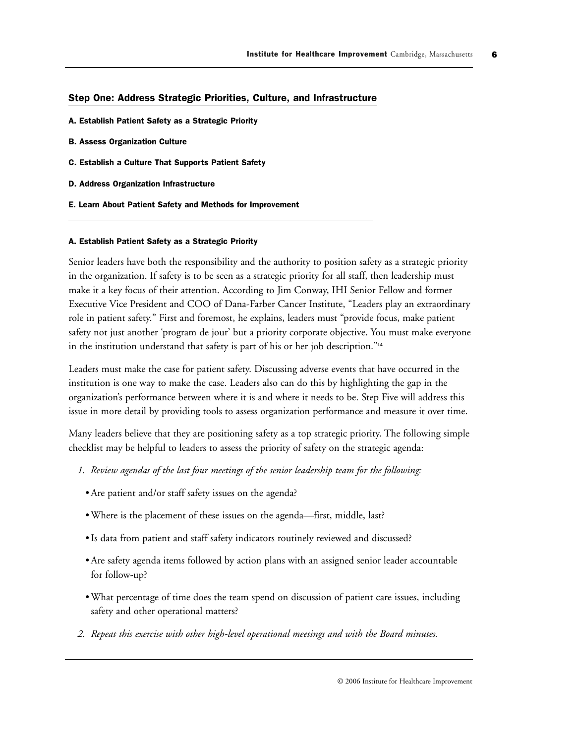## Step One: Address Strategic Priorities, Culture, and Infrastructure

**A. Establish Patient Safety as a Strategic Priority**

**B. Assess Organization Culture**

**C. Establish a Culture That Supports Patient Safety**

**D. Address Organization Infrastructure**

**E. Learn About Patient Safety and Methods for Improvement**

### A. Establish Patient Safety as a Strategic Priority

Senior leaders have both the responsibility and the authority to position safety as a strategic priority in the organization. If safety is to be seen as a strategic priority for all staff, then leadership must make it a key focus of their attention. According to Jim Conway, IHI Senior Fellow and former Executive Vice President and COO of Dana-Farber Cancer Institute, "Leaders play an extraordinary role in patient safety." First and foremost, he explains, leaders must "provide focus, make patient safety not just another 'program de jour' but a priority corporate objective. You must make everyone in the institution understand that safety is part of his or her job description."[14]

Leaders must make the case for patient safety. Discussing adverse events that have occurred in the institution is one way to make the case. Leaders also can do this by highlighting the gap in the organization's performance between where it is and where it needs to be. Step Five will address this issue in more detail by providing tools to assess organization performance and measure it over time.

Many leaders believe that they are positioning safety as a top strategic priority. The following simple checklist may be helpful to leaders to assess the priority of safety on the strategic agenda:

1. *Review agendas of the last four meetings of the senior leadership team for the following:*
   - Are patient and/or staff safety issues on the agenda?
   - Where is the placement of these issues on the agenda—first, middle, last?
   - Is data from patient and staff safety indicators routinely reviewed and discussed?
   - Are safety agenda items followed by action plans with an assigned senior leader accountable for follow-up?
   - What percentage of time does the team spend on discussion of patient care issues, including safety and other operational matters?
2. *Repeat this exercise with other high-level operational meetings and with the Board minutes.*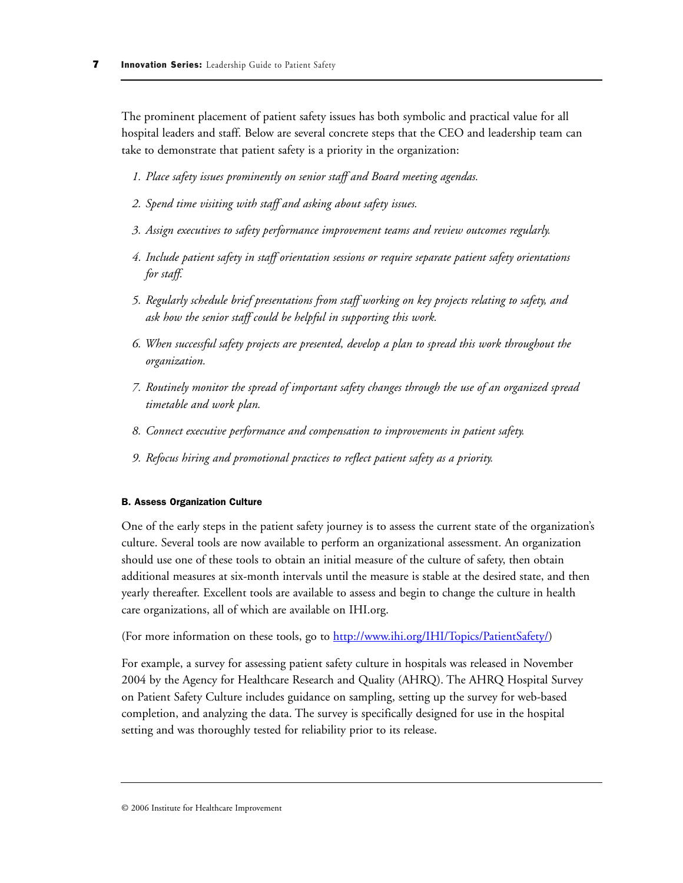The prominent placement of patient safety issues has both symbolic and practical value for all hospital leaders and staff. Below are several concrete steps that the CEO and leadership team can take to demonstrate that patient safety is a priority in the organization:

1. *Place safety issues prominently on senior staff and Board meeting agendas.*
2. *Spend time visiting with staff and asking about safety issues.*
3. *Assign executives to safety performance improvement teams and review outcomes regularly.*
4. *Include patient safety in staff orientation sessions or require separate patient safety orientations for staff.*
5. *Regularly schedule brief presentations from staff working on key projects relating to safety, and ask how the senior staff could be helpful in supporting this work.*
6. *When successful safety projects are presented, develop a plan to spread this work throughout the organization.*
7. *Routinely monitor the spread of important safety changes through the use of an organized spread timetable and work plan.*
8. *Connect executive performance and compensation to improvements in patient safety.*
9. *Refocus hiring and promotional practices to reflect patient safety as a priority.*

#### B. Assess Organization Culture

One of the early steps in the patient safety journey is to assess the current state of the organization's culture. Several tools are now available to perform an organizational assessment. An organization should use one of these tools to obtain an initial measure of the culture of safety, then obtain additional measures at six-month intervals until the measure is stable at the desired state, and then yearly thereafter. Excellent tools are available to assess and begin to change the culture in health care organizations, all of which are available on IHI.org.

(For more information on these tools, go to [http://www.ihi.org/IHI/Topics/PatientSafety/](http://www.ihi.org/IHI/Topics/PatientSafety/))

For example, a survey for assessing patient safety culture in hospitals was released in November 2004 by the Agency for Healthcare Research and Quality (AHRQ). The AHRQ Hospital Survey on Patient Safety Culture includes guidance on sampling, setting up the survey for web-based completion, and analyzing the data. The survey is specifically designed for use in the hospital setting and was thoroughly tested for reliability prior to its release.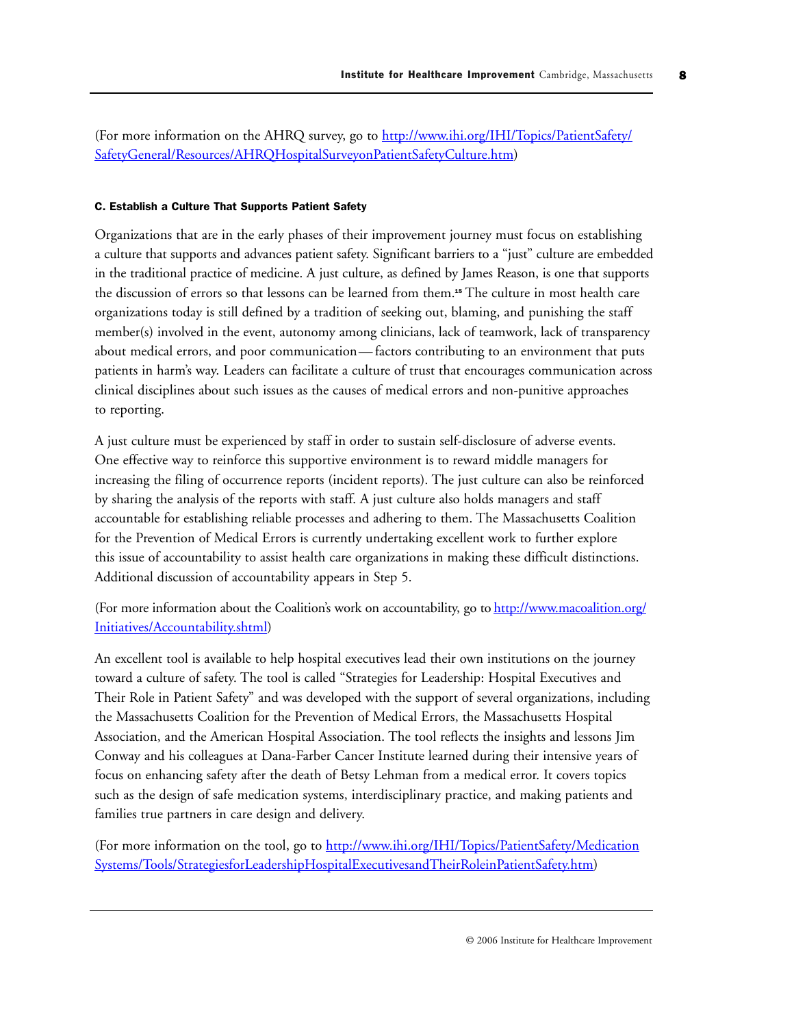(For more information on the AHRQ survey, go to [http://www.ihi.org/IHI/Topics/PatientSafety/SafetyGeneral/Resources/AHRQHospitalSurveyonPatientSafetyCulture.htm](http://www.ihi.org/IHI/Topics/PatientSafety/SafetyGeneral/Resources/AHRQHospitalSurveyonPatientSafetyCulture.htm))

#### C. Establish a Culture That Supports Patient Safety

Organizations that are in the early phases of their improvement journey must focus on establishing a culture that supports and advances patient safety. Significant barriers to a "just" culture are embedded in the traditional practice of medicine. A just culture, as defined by James Reason, is one that supports the discussion of errors so that lessons can be learned from them.[15] The culture in most health care organizations today is still defined by a tradition of seeking out, blaming, and punishing the staff member(s) involved in the event, autonomy among clinicians, lack of teamwork, lack of transparency about medical errors, and poor communication — factors contributing to an environment that puts patients in harm's way. Leaders can facilitate a culture of trust that encourages communication across clinical disciplines about such issues as the causes of medical errors and non-punitive approaches to reporting.

A just culture must be experienced by staff in order to sustain self-disclosure of adverse events. One effective way to reinforce this supportive environment is to reward middle managers for increasing the filing of occurrence reports (incident reports). The just culture can also be reinforced by sharing the analysis of the reports with staff. A just culture also holds managers and staff accountable for establishing reliable processes and adhering to them. The Massachusetts Coalition for the Prevention of Medical Errors is currently undertaking excellent work to further explore this issue of accountability to assist health care organizations in making these difficult distinctions. Additional discussion of accountability appears in Step 5.

(For more information about the Coalition's work on accountability, go to [http://www.macoalition.org/Initiatives/Accountability.shtml](http://www.macoalition.org/Initiatives/Accountability.shtml))

An excellent tool is available to help hospital executives lead their own institutions on the journey toward a culture of safety. The tool is called "Strategies for Leadership: Hospital Executives and Their Role in Patient Safety" and was developed with the support of several organizations, including the Massachusetts Coalition for the Prevention of Medical Errors, the Massachusetts Hospital Association, and the American Hospital Association. The tool reflects the insights and lessons Jim Conway and his colleagues at Dana-Farber Cancer Institute learned during their intensive years of focus on enhancing safety after the death of Betsy Lehman from a medical error. It covers topics such as the design of safe medication systems, interdisciplinary practice, and making patients and families true partners in care design and delivery.

(For more information on the tool, go to [http://www.ihi.org/IHI/Topics/PatientSafety/MedicationSystems/Tools/StrategiesforLeadershipHospitalExecutivesandTheirRoleinPatientSafety.htm](http://www.ihi.org/IHI/Topics/PatientSafety/MedicationSystems/Tools/StrategiesforLeadershipHospitalExecutivesandTheirRoleinPatientSafety.htm))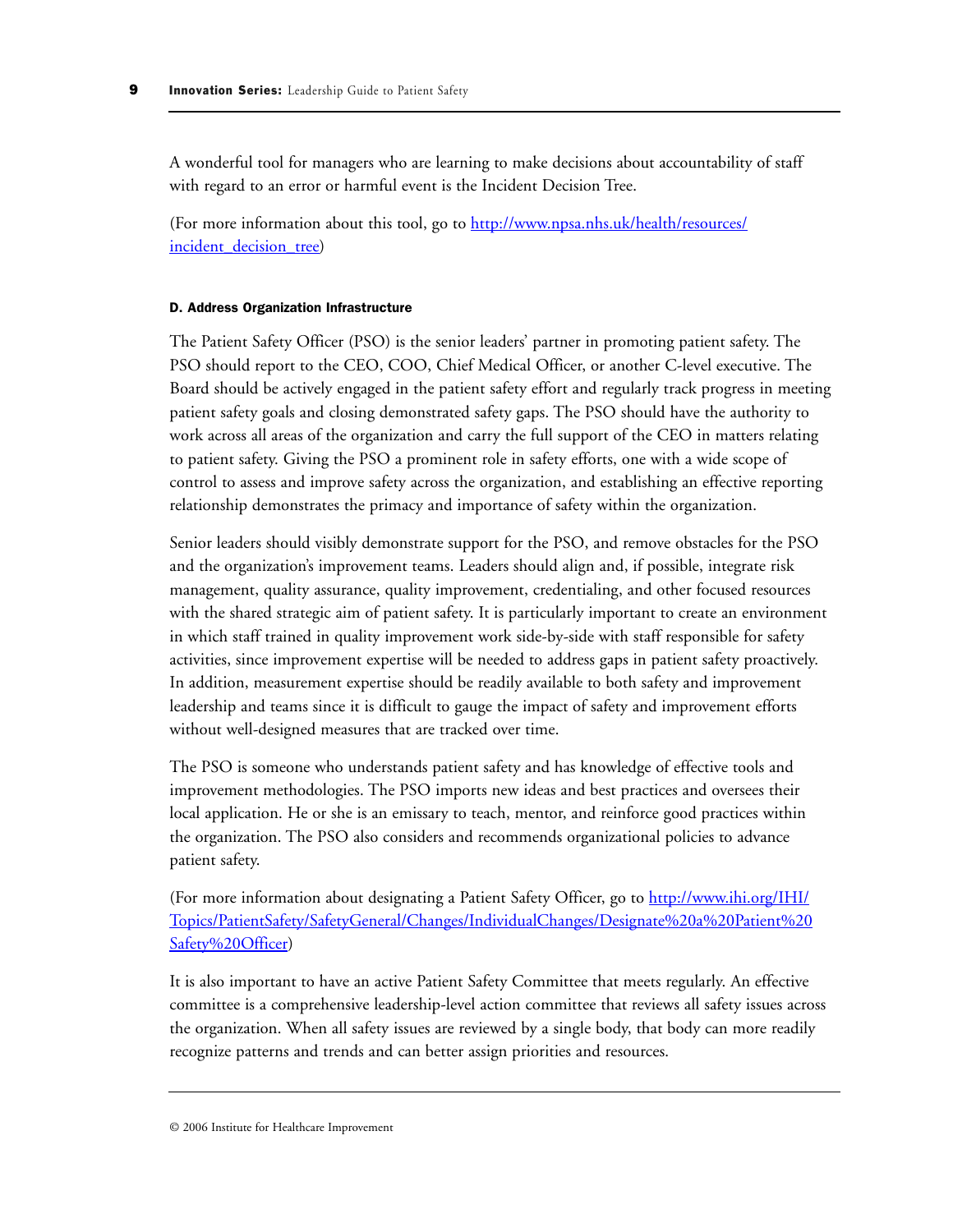A wonderful tool for managers who are learning to make decisions about accountability of staff with regard to an error or harmful event is the Incident Decision Tree.

(For more information about this tool, go to [http://www.npsa.nhs.uk/health/resources/incident_decision_tree](http://www.npsa.nhs.uk/health/resources/incident_decision_tree))

#### D. Address Organization Infrastructure

The Patient Safety Officer (PSO) is the senior leaders' partner in promoting patient safety. The PSO should report to the CEO, COO, Chief Medical Officer, or another C-level executive. The Board should be actively engaged in the patient safety effort and regularly track progress in meeting patient safety goals and closing demonstrated safety gaps. The PSO should have the authority to work across all areas of the organization and carry the full support of the CEO in matters relating to patient safety. Giving the PSO a prominent role in safety efforts, one with a wide scope of control to assess and improve safety across the organization, and establishing an effective reporting relationship demonstrates the primacy and importance of safety within the organization.

Senior leaders should visibly demonstrate support for the PSO, and remove obstacles for the PSO and the organization's improvement teams. Leaders should align and, if possible, integrate risk management, quality assurance, quality improvement, credentialing, and other focused resources with the shared strategic aim of patient safety. It is particularly important to create an environment in which staff trained in quality improvement work side-by-side with staff responsible for safety activities, since improvement expertise will be needed to address gaps in patient safety proactively. In addition, measurement expertise should be readily available to both safety and improvement leadership and teams since it is difficult to gauge the impact of safety and improvement efforts without well-designed measures that are tracked over time.

The PSO is someone who understands patient safety and has knowledge of effective tools and improvement methodologies. The PSO imports new ideas and best practices and oversees their local application. He or she is an emissary to teach, mentor, and reinforce good practices within the organization. The PSO also considers and recommends organizational policies to advance patient safety.

(For more information about designating a Patient Safety Officer, go to [http://www.ihi.org/IHI/Topics/PatientSafety/SafetyGeneral/Changes/IndividualChanges/Designate%20a%20Patient%20Safety%20Officer](http://www.ihi.org/IHI/Topics/PatientSafety/SafetyGeneral/Changes/IndividualChanges/Designate%20a%20Patient%20Safety%20Officer))

It is also important to have an active Patient Safety Committee that meets regularly. An effective committee is a comprehensive leadership-level action committee that reviews all safety issues across the organization. When all safety issues are reviewed by a single body, that body can more readily recognize patterns and trends and can better assign priorities and resources.

© 2006 Institute for Healthcare Improvement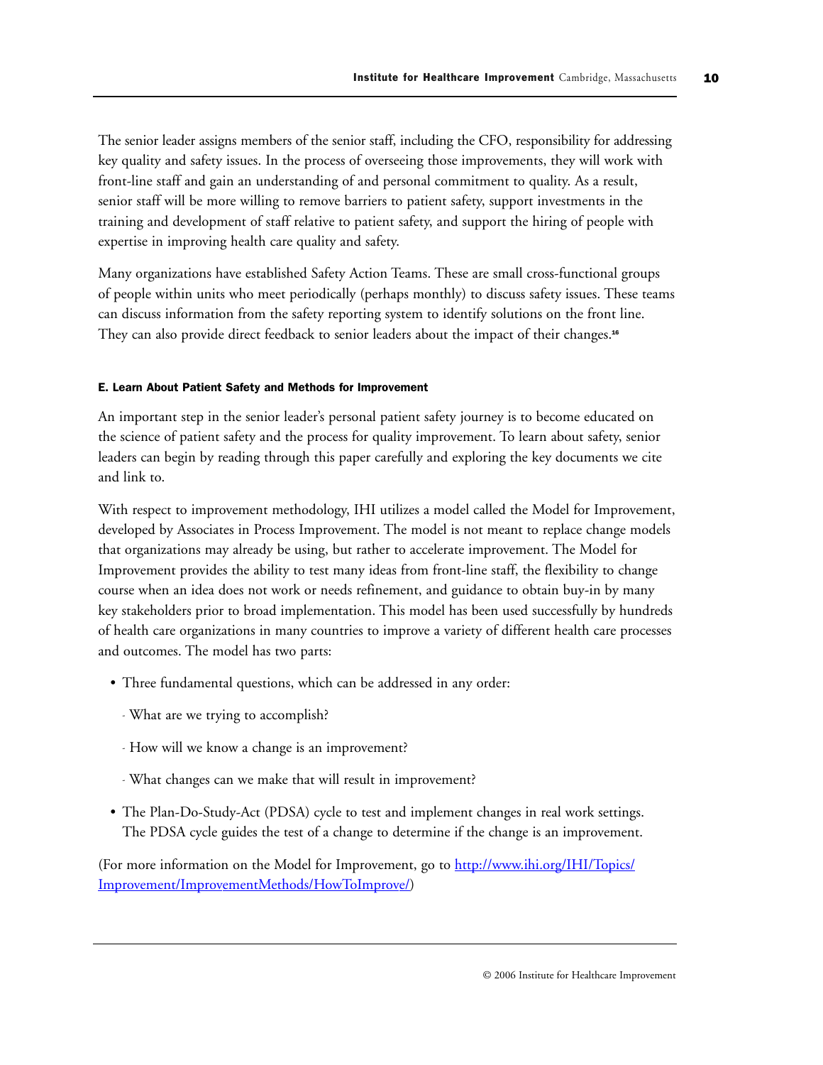The senior leader assigns members of the senior staff, including the CFO, responsibility for addressing key quality and safety issues. In the process of overseeing those improvements, they will work with front-line staff and gain an understanding of and personal commitment to quality. As a result, senior staff will be more willing to remove barriers to patient safety, support investments in the training and development of staff relative to patient safety, and support the hiring of people with expertise in improving health care quality and safety.

Many organizations have established Safety Action Teams. These are small cross-functional groups of people within units who meet periodically (perhaps monthly) to discuss safety issues. These teams can discuss information from the safety reporting system to identify solutions on the front line. They can also provide direct feedback to senior leaders about the impact of their changes.[16]

#### E. Learn About Patient Safety and Methods for Improvement

An important step in the senior leader's personal patient safety journey is to become educated on the science of patient safety and the process for quality improvement. To learn about safety, senior leaders can begin by reading through this paper carefully and exploring the key documents we cite and link to.

With respect to improvement methodology, IHI utilizes a model called the Model for Improvement, developed by Associates in Process Improvement. The model is not meant to replace change models that organizations may already be using, but rather to accelerate improvement. The Model for Improvement provides the ability to test many ideas from front-line staff, the flexibility to change course when an idea does not work or needs refinement, and guidance to obtain buy-in by many key stakeholders prior to broad implementation. This model has been used successfully by hundreds of health care organizations in many countries to improve a variety of different health care processes and outcomes. The model has two parts:

- Three fundamental questions, which can be addressed in any order:
  - What are we trying to accomplish?
  - How will we know a change is an improvement?
  - What changes can we make that will result in improvement?
- The Plan-Do-Study-Act (PDSA) cycle to test and implement changes in real work settings. The PDSA cycle guides the test of a change to determine if the change is an improvement.

(For more information on the Model for Improvement, go to [http://www.ihi.org/IHI/Topics/Improvement/ImprovementMethods/HowToImprove/](http://www.ihi.org/IHI/Topics/Improvement/ImprovementMethods/HowToImprove/))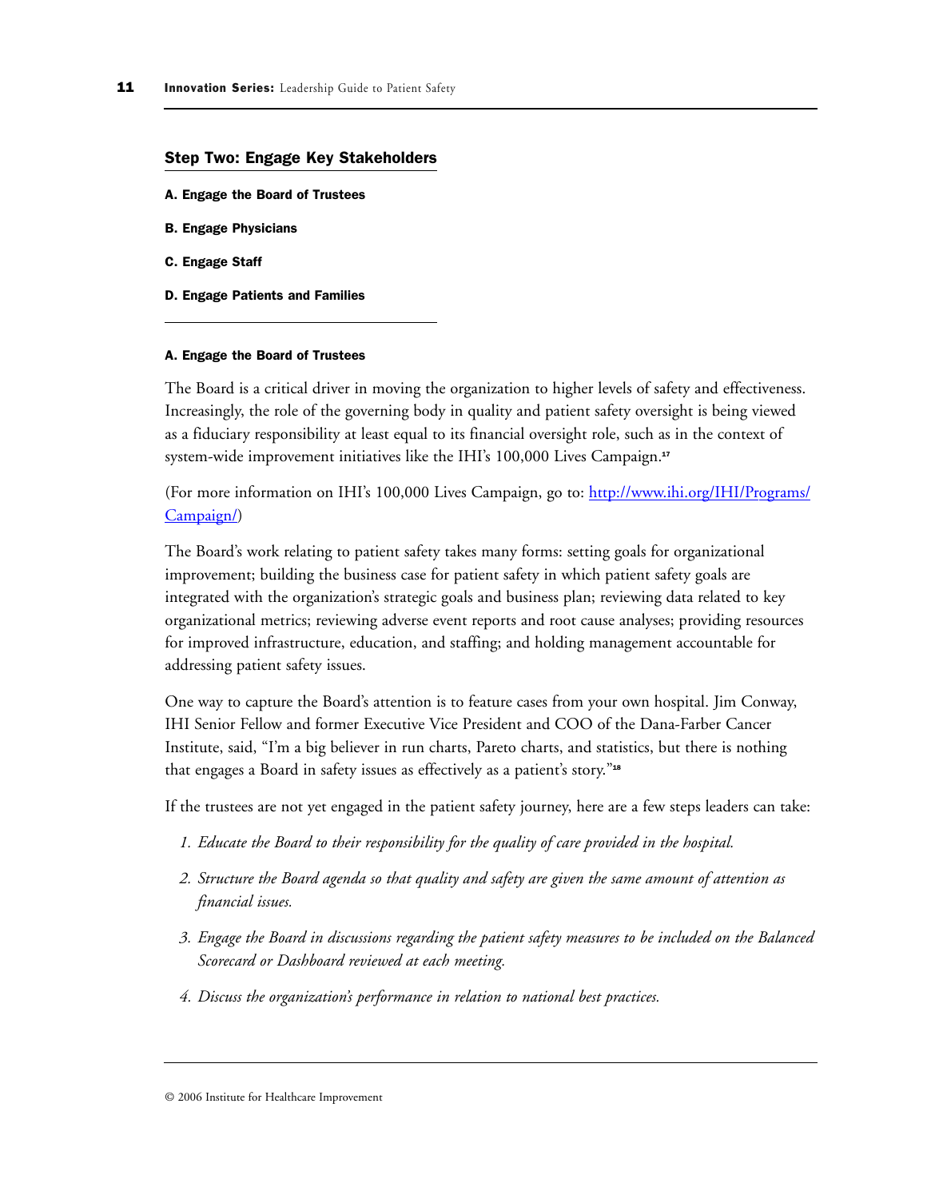## Step Two: Engage Key Stakeholders

**A. Engage the Board of Trustees**

**B. Engage Physicians**

**C. Engage Staff**

**D. Engage Patients and Families**

### A. Engage the Board of Trustees

The Board is a critical driver in moving the organization to higher levels of safety and effectiveness. Increasingly, the role of the governing body in quality and patient safety oversight is being viewed as a fiduciary responsibility at least equal to its financial oversight role, such as in the context of system-wide improvement initiatives like the IHI's 100,000 Lives Campaign.[17]

(For more information on IHI's 100,000 Lives Campaign, go to: [http://www.ihi.org/IHI/Programs/Campaign/](http://www.ihi.org/IHI/Programs/Campaign/))

The Board's work relating to patient safety takes many forms: setting goals for organizational improvement; building the business case for patient safety in which patient safety goals are integrated with the organization's strategic goals and business plan; reviewing data related to key organizational metrics; reviewing adverse event reports and root cause analyses; providing resources for improved infrastructure, education, and staffing; and holding management accountable for addressing patient safety issues.

One way to capture the Board's attention is to feature cases from your own hospital. Jim Conway, IHI Senior Fellow and former Executive Vice President and COO of the Dana-Farber Cancer Institute, said, "I'm a big believer in run charts, Pareto charts, and statistics, but there is nothing that engages a Board in safety issues as effectively as a patient's story."[18]

If the trustees are not yet engaged in the patient safety journey, here are a few steps leaders can take:

1. *Educate the Board to their responsibility for the quality of care provided in the hospital.*
2. *Structure the Board agenda so that quality and safety are given the same amount of attention as financial issues.*
3. *Engage the Board in discussions regarding the patient safety measures to be included on the Balanced Scorecard or Dashboard reviewed at each meeting.*
4. *Discuss the organization's performance in relation to national best practices.*

© 2006 Institute for Healthcare Improvement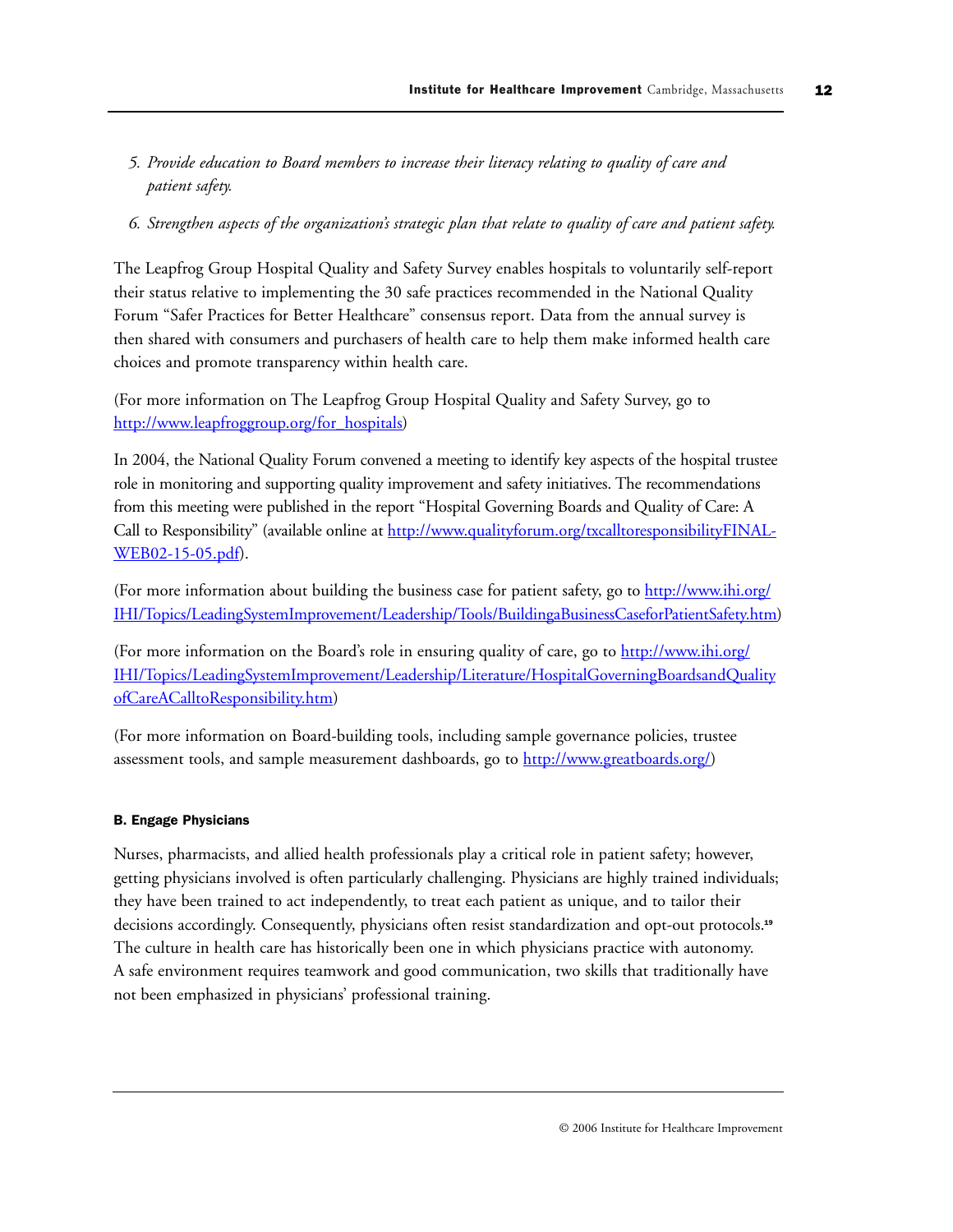5. *Provide education to Board members to increase their literacy relating to quality of care and patient safety.*
6. *Strengthen aspects of the organization's strategic plan that relate to quality of care and patient safety.*

The Leapfrog Group Hospital Quality and Safety Survey enables hospitals to voluntarily self-report their status relative to implementing the 30 safe practices recommended in the National Quality Forum "Safer Practices for Better Healthcare" consensus report. Data from the annual survey is then shared with consumers and purchasers of health care to help them make informed health care choices and promote transparency within health care.

(For more information on The Leapfrog Group Hospital Quality and Safety Survey, go to [http://www.leapfroggroup.org/for_hospitals](http://www.leapfroggroup.org/for_hospitals))

In 2004, the National Quality Forum convened a meeting to identify key aspects of the hospital trustee role in monitoring and supporting quality improvement and safety initiatives. The recommendations from this meeting were published in the report "Hospital Governing Boards and Quality of Care: A Call to Responsibility" (available online at [http://www.qualityforum.org/txcalltoresponsibilityFINAL-WEB02-15-05.pdf](http://www.qualityforum.org/txcalltoresponsibilityFINAL-WEB02-15-05.pdf)).

(For more information about building the business case for patient safety, go to [http://www.ihi.org/IHI/Topics/LeadingSystemImprovement/Leadership/Tools/BuildingaBusinessCaseforPatientSafety.htm](http://www.ihi.org/IHI/Topics/LeadingSystemImprovement/Leadership/Tools/BuildingaBusinessCaseforPatientSafety.htm))

(For more information on the Board's role in ensuring quality of care, go to [http://www.ihi.org/IHI/Topics/LeadingSystemImprovement/Leadership/Literature/HospitalGoverningBoardsandQualityofCareACalltoResponsibility.htm](http://www.ihi.org/IHI/Topics/LeadingSystemImprovement/Leadership/Literature/HospitalGoverningBoardsandQualityofCareACalltoResponsibility.htm))

(For more information on Board-building tools, including sample governance policies, trustee assessment tools, and sample measurement dashboards, go to [http://www.greatboards.org/](http://www.greatboards.org/))

#### B. Engage Physicians

Nurses, pharmacists, and allied health professionals play a critical role in patient safety; however, getting physicians involved is often particularly challenging. Physicians are highly trained individuals; they have been trained to act independently, to treat each patient as unique, and to tailor their decisions accordingly. Consequently, physicians often resist standardization and opt-out protocols.[19] The culture in health care has historically been one in which physicians practice with autonomy. A safe environment requires teamwork and good communication, two skills that traditionally have not been emphasized in physicians' professional training.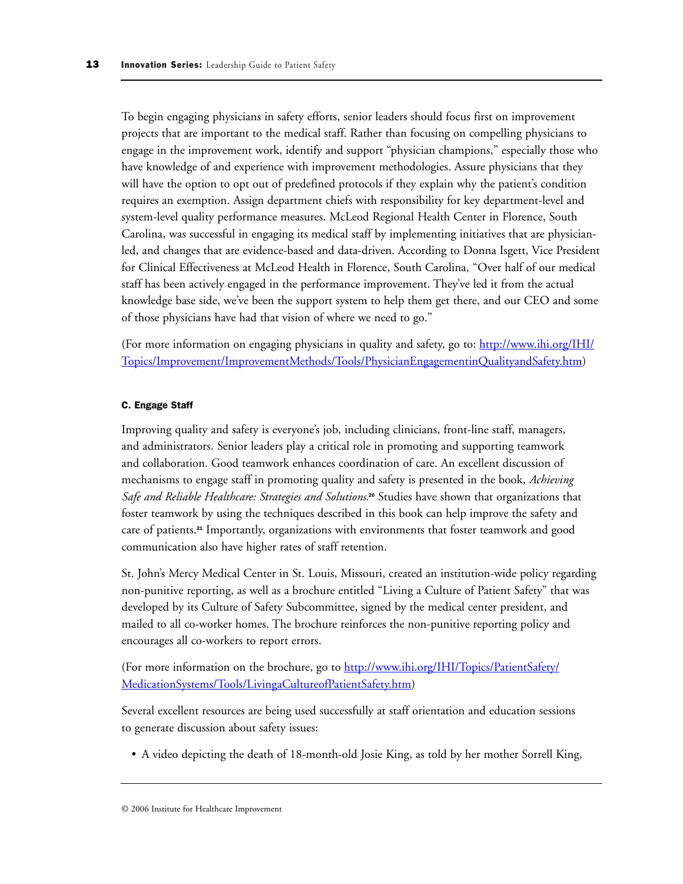To begin engaging physicians in safety efforts, senior leaders should focus first on improvement projects that are important to the medical staff. Rather than focusing on compelling physicians to engage in the improvement work, identify and support "physician champions," especially those who have knowledge of and experience with improvement methodologies. Assure physicians that they will have the option to opt out of predefined protocols if they explain why the patient's condition requires an exemption. Assign department chiefs with responsibility for key department-level and system-level quality performance measures. McLeod Regional Health Center in Florence, South Carolina, was successful in engaging its medical staff by implementing initiatives that are physician-led, and changes that are evidence-based and data-driven. According to Donna Isgett, Vice President for Clinical Effectiveness at McLeod Health in Florence, South Carolina, "Over half of our medical staff has been actively engaged in the performance improvement. They've led it from the actual knowledge base side, we've been the support system to help them get there, and our CEO and some of those physicians have had that vision of where we need to go."

(For more information on engaging physicians in quality and safety, go to: [http://www.ihi.org/IHI/Topics/Improvement/ImprovementMethods/Tools/PhysicianEngagementinQualityandSafety.htm](http://www.ihi.org/IHI/Topics/Improvement/ImprovementMethods/Tools/PhysicianEngagementinQualityandSafety.htm))

#### C. Engage Staff

Improving quality and safety is everyone's job, including clinicians, front-line staff, managers, and administrators. Senior leaders play a critical role in promoting and supporting teamwork and collaboration. Good teamwork enhances coordination of care. An excellent discussion of mechanisms to engage staff in promoting quality and safety is presented in the book, *Achieving Safe and Reliable Healthcare: Strategies and Solutions*.[20] Studies have shown that organizations that foster teamwork by using the techniques described in this book can help improve the safety and care of patients.[21] Importantly, organizations with environments that foster teamwork and good communication also have higher rates of staff retention.

St. John's Mercy Medical Center in St. Louis, Missouri, created an institution-wide policy regarding non-punitive reporting, as well as a brochure entitled "Living a Culture of Patient Safety" that was developed by its Culture of Safety Subcommittee, signed by the medical center president, and mailed to all co-worker homes. The brochure reinforces the non-punitive reporting policy and encourages all co-workers to report errors.

(For more information on the brochure, go to [http://www.ihi.org/IHI/Topics/PatientSafety/MedicationSystems/Tools/LivingaCultureofPatientSafety.htm](http://www.ihi.org/IHI/Topics/PatientSafety/MedicationSystems/Tools/LivingaCultureofPatientSafety.htm))

Several excellent resources are being used successfully at staff orientation and education sessions to generate discussion about safety issues:

- A video depicting the death of 18-month-old Josie King, as told by her mother Sorrell King,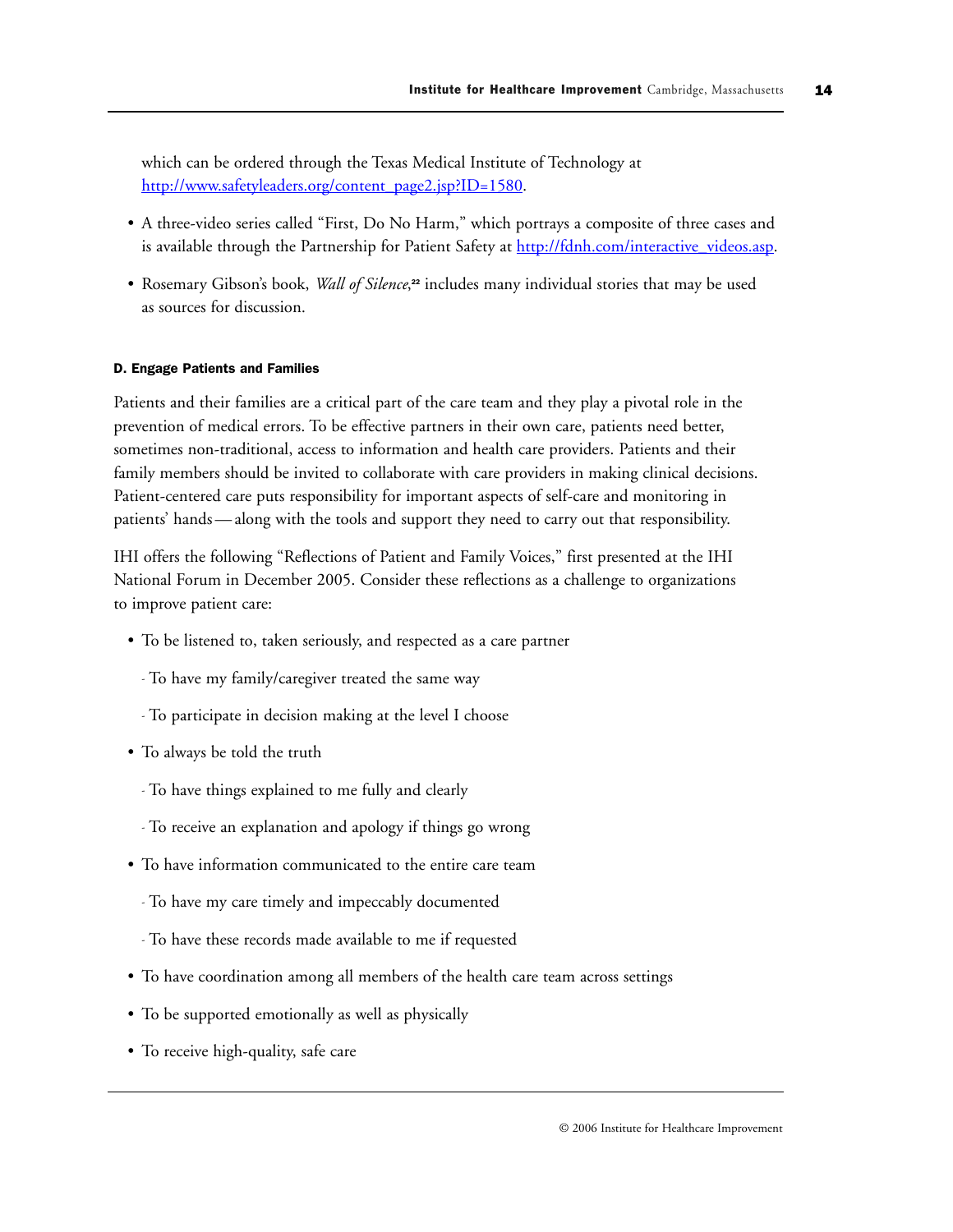which can be ordered through the Texas Medical Institute of Technology at [http://www.safetyleaders.org/content_page2.jsp?ID=1580](http://www.safetyleaders.org/content_page2.jsp?ID=1580).

- A three-video series called "First, Do No Harm," which portrays a composite of three cases and is available through the Partnership for Patient Safety at [http://fdnh.com/interactive_videos.asp](http://fdnh.com/interactive_videos.asp).
- Rosemary Gibson's book, *Wall of Silence*,[22] includes many individual stories that may be used as sources for discussion.

#### D. Engage Patients and Families

Patients and their families are a critical part of the care team and they play a pivotal role in the prevention of medical errors. To be effective partners in their own care, patients need better, sometimes non-traditional, access to information and health care providers. Patients and their family members should be invited to collaborate with care providers in making clinical decisions. Patient-centered care puts responsibility for important aspects of self-care and monitoring in patients' hands — along with the tools and support they need to carry out that responsibility.

IHI offers the following "Reflections of Patient and Family Voices," first presented at the IHI National Forum in December 2005. Consider these reflections as a challenge to organizations to improve patient care:

- To be listened to, taken seriously, and respected as a care partner
  - To have my family/caregiver treated the same way
  - To participate in decision making at the level I choose
- To always be told the truth
  - To have things explained to me fully and clearly
  - To receive an explanation and apology if things go wrong
- To have information communicated to the entire care team
  - To have my care timely and impeccably documented
  - To have these records made available to me if requested
- To have coordination among all members of the health care team across settings
- To be supported emotionally as well as physically
- To receive high-quality, safe care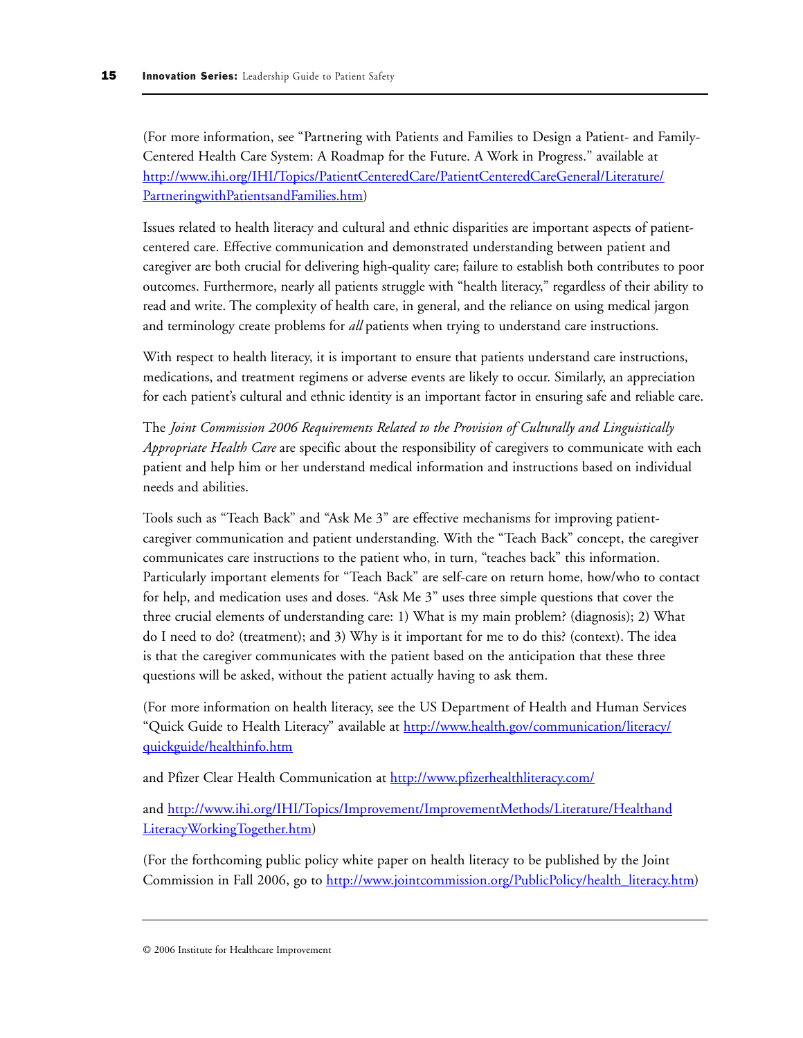(For more information, see "Partnering with Patients and Families to Design a Patient- and Family-Centered Health Care System: A Roadmap for the Future. A Work in Progress." available at http://www.ihi.org/IHI/Topics/PatientCenteredCare/PatientCenteredCareGeneral/Literature/PartneringwithPatientsandFamilies.htm)

Issues related to health literacy and cultural and ethnic disparities are important aspects of patient-centered care. Effective communication and demonstrated understanding between patient and caregiver are both crucial for delivering high-quality care; failure to establish both contributes to poor outcomes. Furthermore, nearly all patients struggle with "health literacy," regardless of their ability to read and write. The complexity of health care, in general, and the reliance on using medical jargon and terminology create problems for *all* patients when trying to understand care instructions.

With respect to health literacy, it is important to ensure that patients understand care instructions, medications, and treatment regimens or adverse events are likely to occur. Similarly, an appreciation for each patient's cultural and ethnic identity is an important factor in ensuring safe and reliable care.

The *Joint Commission 2006 Requirements Related to the Provision of Culturally and Linguistically Appropriate Health Care* are specific about the responsibility of caregivers to communicate with each patient and help him or her understand medical information and instructions based on individual needs and abilities.

Tools such as "Teach Back" and "Ask Me 3" are effective mechanisms for improving patient-caregiver communication and patient understanding. With the "Teach Back" concept, the caregiver communicates care instructions to the patient who, in turn, "teaches back" this information. Particularly important elements for "Teach Back" are self-care on return home, how/who to contact for help, and medication uses and doses. "Ask Me 3" uses three simple questions that cover the three crucial elements of understanding care: 1) What is my main problem? (diagnosis); 2) What do I need to do? (treatment); and 3) Why is it important for me to do this? (context). The idea is that the caregiver communicates with the patient based on the anticipation that these three questions will be asked, without the patient actually having to ask them.

(For more information on health literacy, see the US Department of Health and Human Services "Quick Guide to Health Literacy" available at http://www.health.gov/communication/literacy/quickguide/healthinfo.htm

and Pfizer Clear Health Communication at http://www.pfizerhealthliteracy.com/

and http://www.ihi.org/IHI/Topics/Improvement/ImprovementMethods/Literature/HealthandLiteracyWorkingTogether.htm)

(For the forthcoming public policy white paper on health literacy to be published by the Joint Commission in Fall 2006, go to http://www.jointcommission.org/PublicPolicy/health_literacy.htm)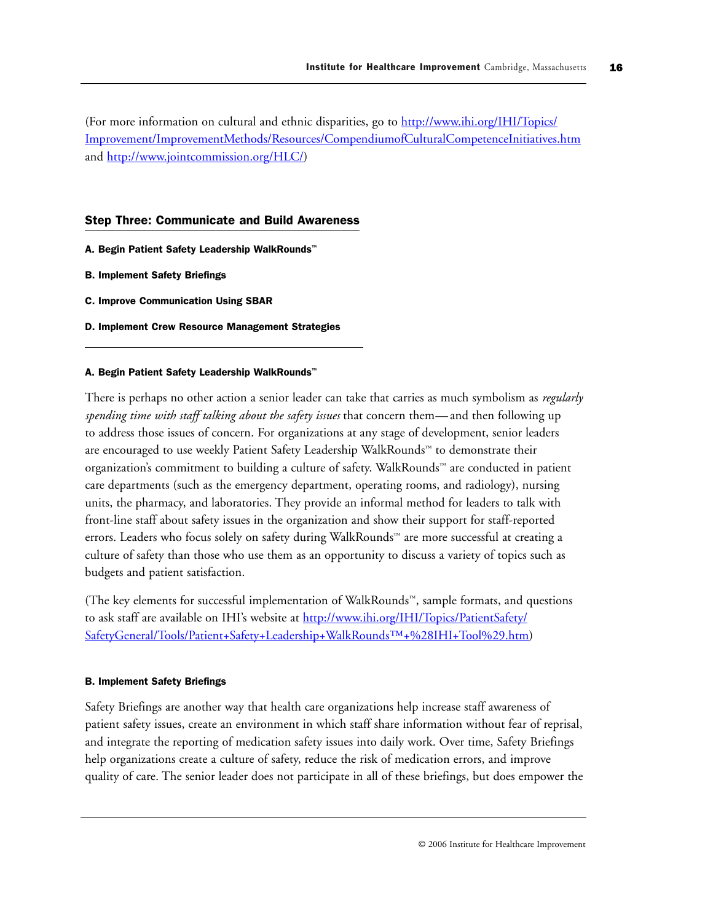(For more information on cultural and ethnic disparities, go to [http://www.ihi.org/IHI/Topics/Improvement/ImprovementMethods/Resources/CompendiumofCulturalCompetenceInitiatives.htm](http://www.ihi.org/IHI/Topics/Improvement/ImprovementMethods/Resources/CompendiumofCulturalCompetenceInitiatives.htm) and [http://www.jointcommission.org/HLC/](http://www.jointcommission.org/HLC/))

## Step Three: Communicate and Build Awareness

**A. Begin Patient Safety Leadership WalkRounds™**

**B. Implement Safety Briefings**

**C. Improve Communication Using SBAR**

**D. Implement Crew Resource Management Strategies**

---

#### A. Begin Patient Safety Leadership WalkRounds™

There is perhaps no other action a senior leader can take that carries as much symbolism as *regularly spending time with staff talking about the safety issues* that concern them—and then following up to address those issues of concern. For organizations at any stage of development, senior leaders are encouraged to use weekly Patient Safety Leadership WalkRounds™ to demonstrate their organization's commitment to building a culture of safety. WalkRounds™ are conducted in patient care departments (such as the emergency department, operating rooms, and radiology), nursing units, the pharmacy, and laboratories. They provide an informal method for leaders to talk with front-line staff about safety issues in the organization and show their support for staff-reported errors. Leaders who focus solely on safety during WalkRounds™ are more successful at creating a culture of safety than those who use them as an opportunity to discuss a variety of topics such as budgets and patient satisfaction.

(The key elements for successful implementation of WalkRounds™, sample formats, and questions to ask staff are available on IHI's website at [http://www.ihi.org/IHI/Topics/PatientSafety/SafetyGeneral/Tools/Patient+Safety+Leadership+WalkRounds™+%28IHI+Tool%29.htm](http://www.ihi.org/IHI/Topics/PatientSafety/SafetyGeneral/Tools/Patient+Safety+Leadership+WalkRounds™+%28IHI+Tool%29.htm))

#### B. Implement Safety Briefings

Safety Briefings are another way that health care organizations help increase staff awareness of patient safety issues, create an environment in which staff share information without fear of reprisal, and integrate the reporting of medication safety issues into daily work. Over time, Safety Briefings help organizations create a culture of safety, reduce the risk of medication errors, and improve quality of care. The senior leader does not participate in all of these briefings, but does empower the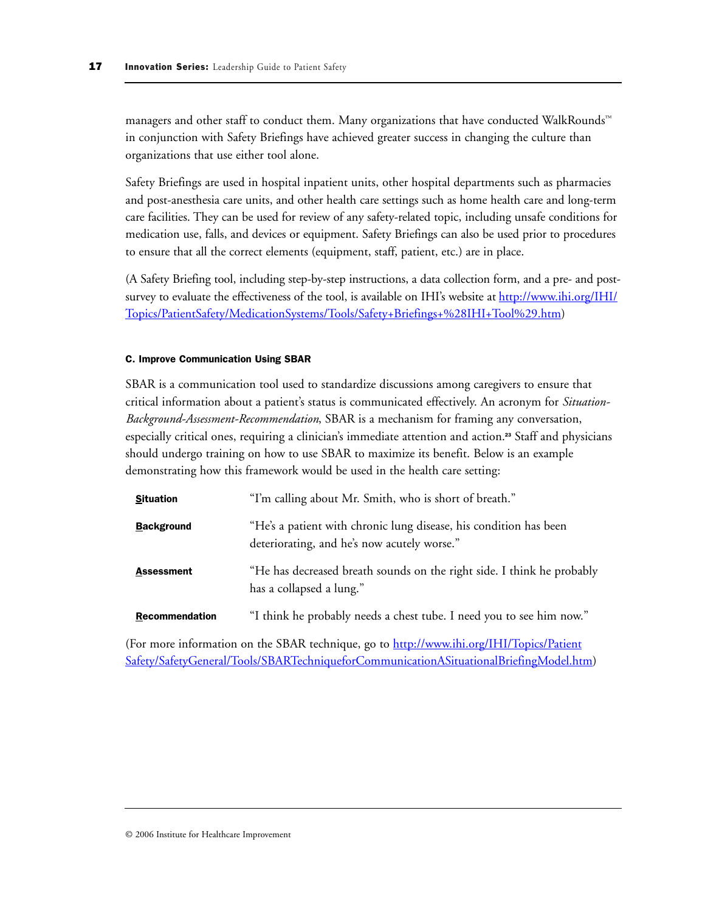managers and other staff to conduct them. Many organizations that have conducted WalkRounds™ in conjunction with Safety Briefings have achieved greater success in changing the culture than organizations that use either tool alone.

Safety Briefings are used in hospital inpatient units, other hospital departments such as pharmacies and post-anesthesia care units, and other health care settings such as home health care and long-term care facilities. They can be used for review of any safety-related topic, including unsafe conditions for medication use, falls, and devices or equipment. Safety Briefings can also be used prior to procedures to ensure that all the correct elements (equipment, staff, patient, etc.) are in place.

(A Safety Briefing tool, including step-by-step instructions, a data collection form, and a pre- and post-survey to evaluate the effectiveness of the tool, is available on IHI's website at http://www.ihi.org/IHI/Topics/PatientSafety/MedicationSystems/Tools/Safety+Briefings+%28IHI+Tool%29.htm)

#### C. Improve Communication Using SBAR

SBAR is a communication tool used to standardize discussions among caregivers to ensure that critical information about a patient's status is communicated effectively. An acronym for *Situation-Background-Assessment-Recommendation*, SBAR is a mechanism for framing any conversation, especially critical ones, requiring a clinician's immediate attention and action.[23] Staff and physicians should undergo training on how to use SBAR to maximize its benefit. Below is an example demonstrating how this framework would be used in the health care setting:

| | |
|---|---|
| **Situation** | "I'm calling about Mr. Smith, who is short of breath." |
| **Background** | "He's a patient with chronic lung disease, his condition has been deteriorating, and he's now acutely worse." |
| **Assessment** | "He has decreased breath sounds on the right side. I think he probably has a collapsed a lung." |
| **Recommendation** | "I think he probably needs a chest tube. I need you to see him now." |

(For more information on the SBAR technique, go to http://www.ihi.org/IHI/Topics/PatientSafety/SafetyGeneral/Tools/SBARTechniqueforCommunicationASituationalBriefingModel.htm)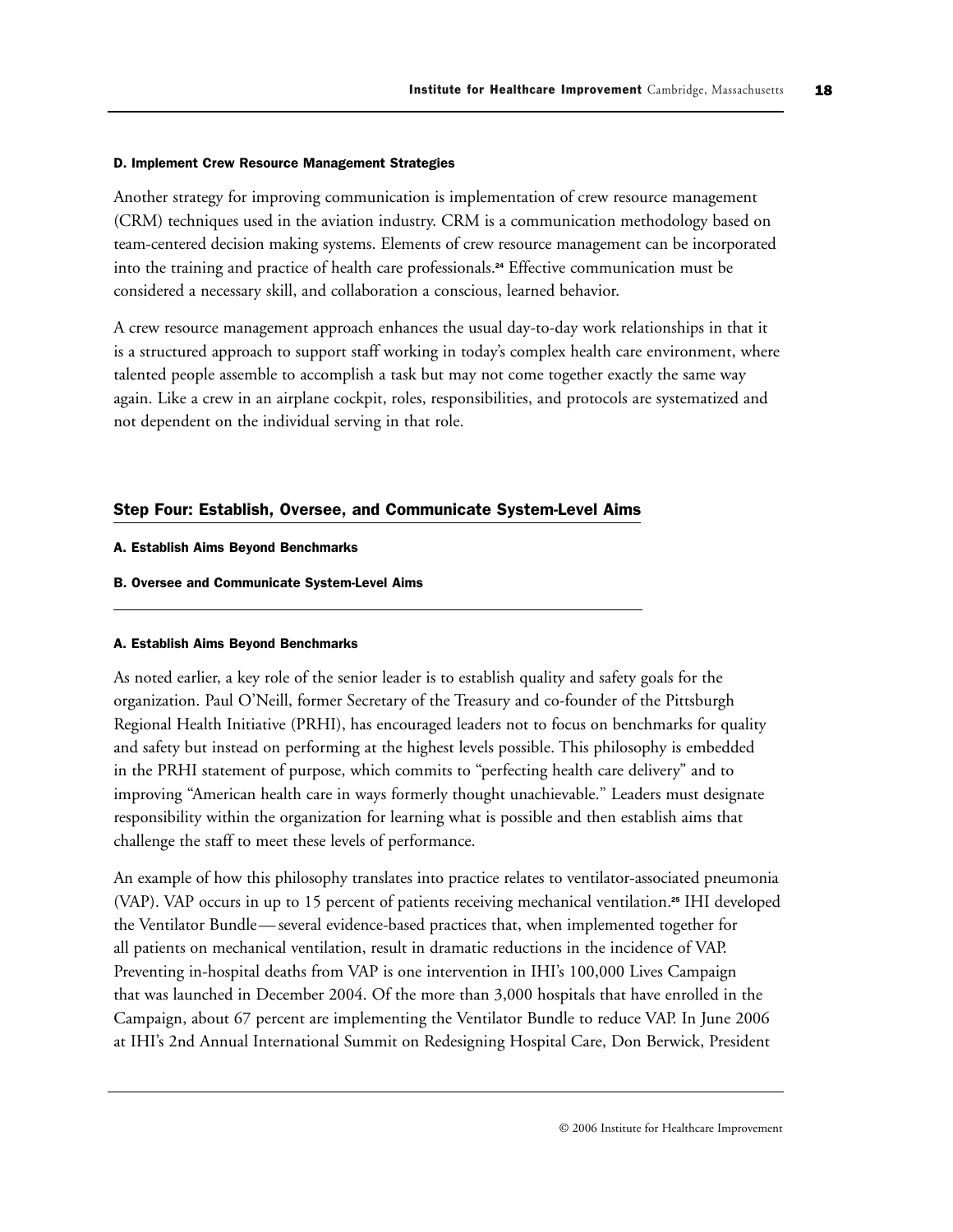#### D. Implement Crew Resource Management Strategies

Another strategy for improving communication is implementation of crew resource management (CRM) techniques used in the aviation industry. CRM is a communication methodology based on team-centered decision making systems. Elements of crew resource management can be incorporated into the training and practice of health care professionals.[24] Effective communication must be considered a necessary skill, and collaboration a conscious, learned behavior.

A crew resource management approach enhances the usual day-to-day work relationships in that it is a structured approach to support staff working in today's complex health care environment, where talented people assemble to accomplish a task but may not come together exactly the same way again. Like a crew in an airplane cockpit, roles, responsibilities, and protocols are systematized and not dependent on the individual serving in that role.

### Step Four: Establish, Oversee, and Communicate System-Level Aims

**A. Establish Aims Beyond Benchmarks**

**B. Oversee and Communicate System-Level Aims**

#### A. Establish Aims Beyond Benchmarks

As noted earlier, a key role of the senior leader is to establish quality and safety goals for the organization. Paul O'Neill, former Secretary of the Treasury and co-founder of the Pittsburgh Regional Health Initiative (PRHI), has encouraged leaders not to focus on benchmarks for quality and safety but instead on performing at the highest levels possible. This philosophy is embedded in the PRHI statement of purpose, which commits to "perfecting health care delivery" and to improving "American health care in ways formerly thought unachievable." Leaders must designate responsibility within the organization for learning what is possible and then establish aims that challenge the staff to meet these levels of performance.

An example of how this philosophy translates into practice relates to ventilator-associated pneumonia (VAP). VAP occurs in up to 15 percent of patients receiving mechanical ventilation.[25] IHI developed the Ventilator Bundle—several evidence-based practices that, when implemented together for all patients on mechanical ventilation, result in dramatic reductions in the incidence of VAP. Preventing in-hospital deaths from VAP is one intervention in IHI's 100,000 Lives Campaign that was launched in December 2004. Of the more than 3,000 hospitals that have enrolled in the Campaign, about 67 percent are implementing the Ventilator Bundle to reduce VAP. In June 2006 at IHI's 2nd Annual International Summit on Redesigning Hospital Care, Don Berwick, President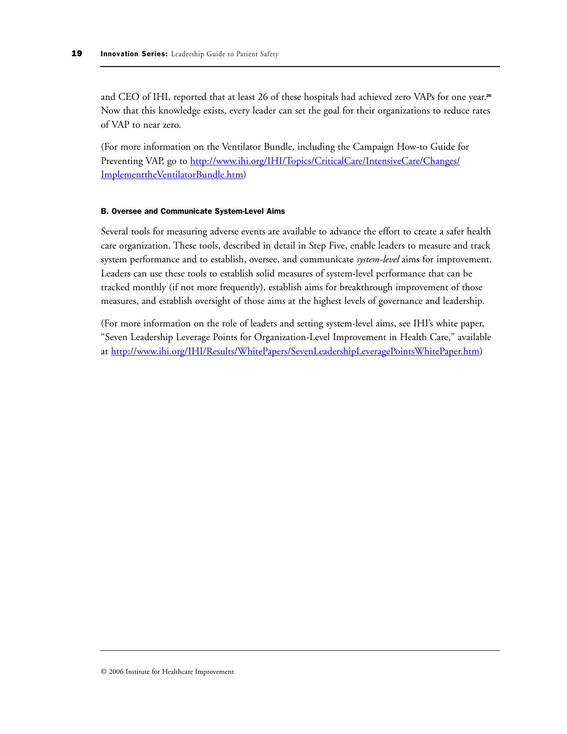and CEO of IHI, reported that at least 26 of these hospitals had achieved zero VAPs for one year.[26] Now that this knowledge exists, every leader can set the goal for their organizations to reduce rates of VAP to near zero.

(For more information on the Ventilator Bundle, including the Campaign How-to Guide for Preventing VAP, go to [http://www.ihi.org/IHI/Topics/CriticalCare/IntensiveCare/Changes/ImplementtheVentilatorBundle.htm](http://www.ihi.org/IHI/Topics/CriticalCare/IntensiveCare/Changes/ImplementtheVentilatorBundle.htm))

#### B. Oversee and Communicate System-Level Aims

Several tools for measuring adverse events are available to advance the effort to create a safer health care organization. These tools, described in detail in Step Five, enable leaders to measure and track system performance and to establish, oversee, and communicate *system-level* aims for improvement. Leaders can use these tools to establish solid measures of system-level performance that can be tracked monthly (if not more frequently), establish aims for breakthrough improvement of those measures, and establish oversight of those aims at the highest levels of governance and leadership.

(For more information on the role of leaders and setting system-level aims, see IHI's white paper, "Seven Leadership Leverage Points for Organization-Level Improvement in Health Care," available at [http://www.ihi.org/IHI/Results/WhitePapers/SevenLeadershipLeveragePointsWhitePaper.htm](http://www.ihi.org/IHI/Results/WhitePapers/SevenLeadershipLeveragePointsWhitePaper.htm))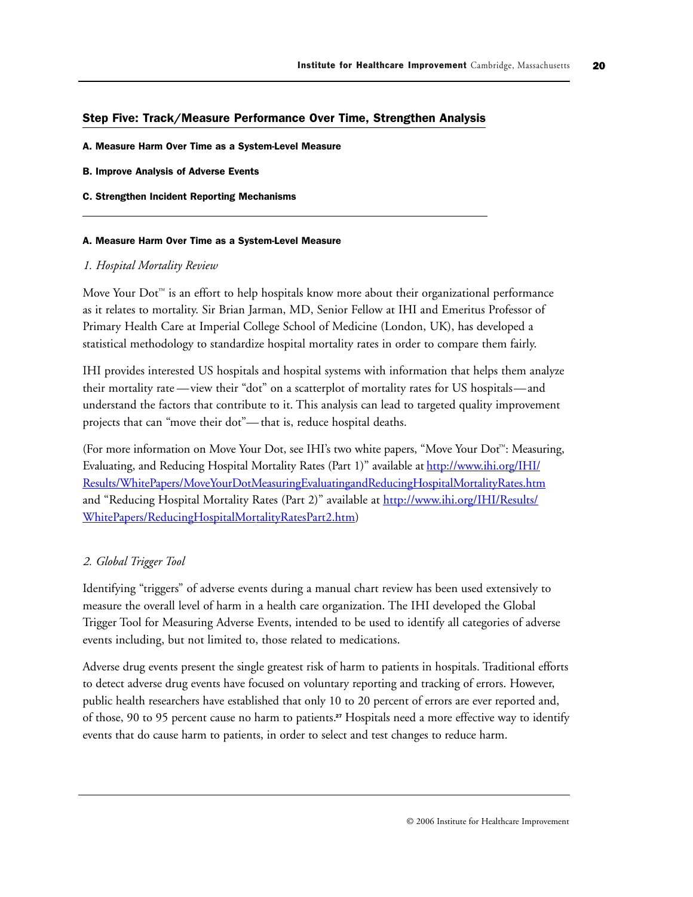## Step Five: Track/Measure Performance Over Time, Strengthen Analysis

**A. Measure Harm Over Time as a System-Level Measure**

**B. Improve Analysis of Adverse Events**

**C. Strengthen Incident Reporting Mechanisms**

---

### A. Measure Harm Over Time as a System-Level Measure

*1. Hospital Mortality Review*

Move Your Dot™ is an effort to help hospitals know more about their organizational performance as it relates to mortality. Sir Brian Jarman, MD, Senior Fellow at IHI and Emeritus Professor of Primary Health Care at Imperial College School of Medicine (London, UK), has developed a statistical methodology to standardize hospital mortality rates in order to compare them fairly.

IHI provides interested US hospitals and hospital systems with information that helps them analyze their mortality rate — view their "dot" on a scatterplot of mortality rates for US hospitals — and understand the factors that contribute to it. This analysis can lead to targeted quality improvement projects that can "move their dot" — that is, reduce hospital deaths.

(For more information on Move Your Dot, see IHI's two white papers, "Move Your Dot™: Measuring, Evaluating, and Reducing Hospital Mortality Rates (Part 1)" available at http://www.ihi.org/IHI/Results/WhitePapers/MoveYourDotMeasuringEvaluatingandReducingHospitalMortalityRates.htm and "Reducing Hospital Mortality Rates (Part 2)" available at http://www.ihi.org/IHI/Results/WhitePapers/ReducingHospitalMortalityRatesPart2.htm)

*2. Global Trigger Tool*

Identifying "triggers" of adverse events during a manual chart review has been used extensively to measure the overall level of harm in a health care organization. The IHI developed the Global Trigger Tool for Measuring Adverse Events, intended to be used to identify all categories of adverse events including, but not limited to, those related to medications.

Adverse drug events present the single greatest risk of harm to patients in hospitals. Traditional efforts to detect adverse drug events have focused on voluntary reporting and tracking of errors. However, public health researchers have established that only 10 to 20 percent of errors are ever reported and, of those, 90 to 95 percent cause no harm to patients.[27] Hospitals need a more effective way to identify events that do cause harm to patients, in order to select and test changes to reduce harm.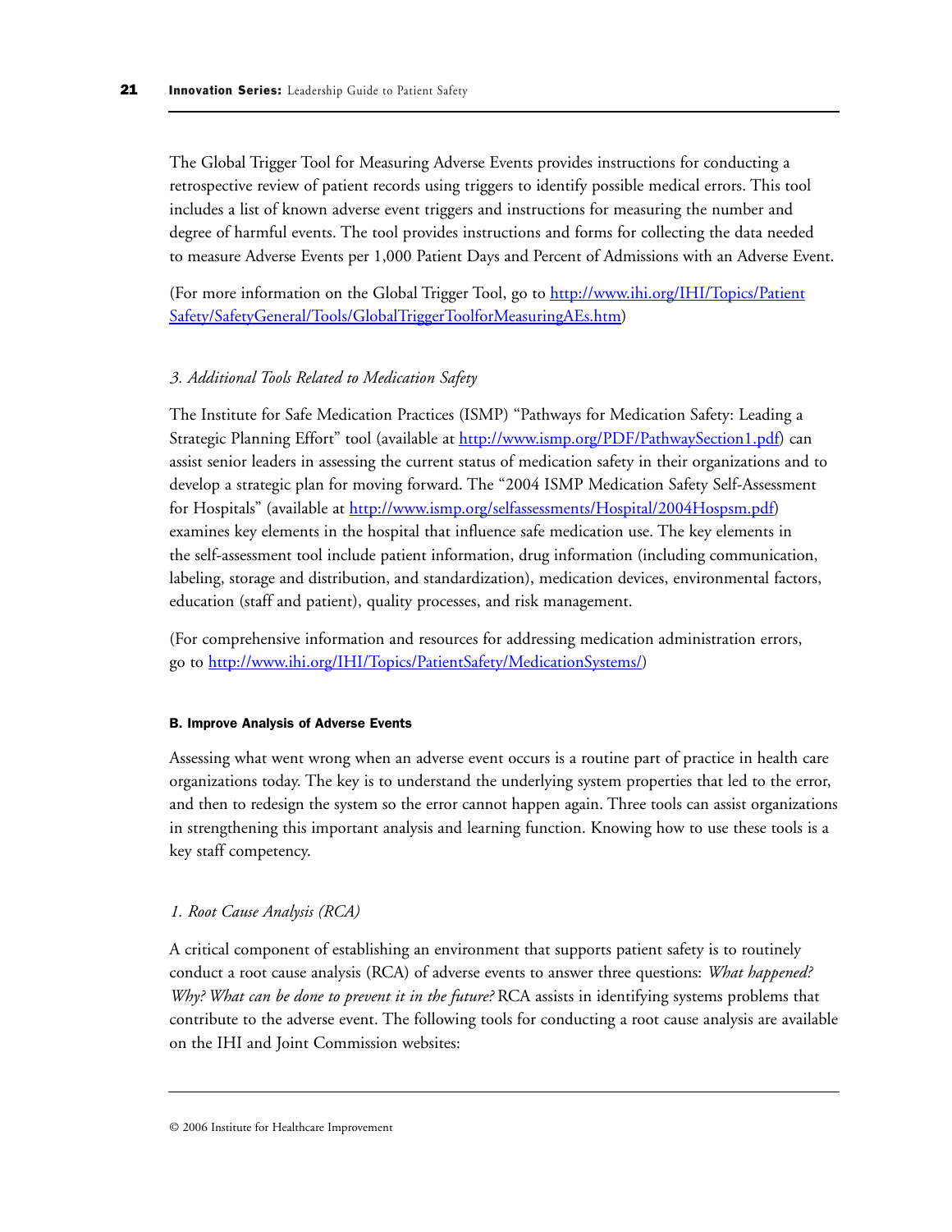The Global Trigger Tool for Measuring Adverse Events provides instructions for conducting a retrospective review of patient records using triggers to identify possible medical errors. This tool includes a list of known adverse event triggers and instructions for measuring the number and degree of harmful events. The tool provides instructions and forms for collecting the data needed to measure Adverse Events per 1,000 Patient Days and Percent of Admissions with an Adverse Event.

(For more information on the Global Trigger Tool, go to [http://www.ihi.org/IHI/Topics/PatientSafety/SafetyGeneral/Tools/GlobalTriggerToolforMeasuringAEs.htm](http://www.ihi.org/IHI/Topics/PatientSafety/SafetyGeneral/Tools/GlobalTriggerToolforMeasuringAEs.htm))

### *3. Additional Tools Related to Medication Safety*

The Institute for Safe Medication Practices (ISMP) "Pathways for Medication Safety: Leading a Strategic Planning Effort" tool (available at [http://www.ismp.org/PDF/PathwaySection1.pdf](http://www.ismp.org/PDF/PathwaySection1.pdf)) can assist senior leaders in assessing the current status of medication safety in their organizations and to develop a strategic plan for moving forward. The "2004 ISMP Medication Safety Self-Assessment for Hospitals" (available at [http://www.ismp.org/selfassessments/Hospital/2004Hospsm.pdf](http://www.ismp.org/selfassessments/Hospital/2004Hospsm.pdf)) examines key elements in the hospital that influence safe medication use. The key elements in the self-assessment tool include patient information, drug information (including communication, labeling, storage and distribution, and standardization), medication devices, environmental factors, education (staff and patient), quality processes, and risk management.

(For comprehensive information and resources for addressing medication administration errors, go to [http://www.ihi.org/IHI/Topics/PatientSafety/MedicationSystems/](http://www.ihi.org/IHI/Topics/PatientSafety/MedicationSystems/))

## B. Improve Analysis of Adverse Events

Assessing what went wrong when an adverse event occurs is a routine part of practice in health care organizations today. The key is to understand the underlying system properties that led to the error, and then to redesign the system so the error cannot happen again. Three tools can assist organizations in strengthening this important analysis and learning function. Knowing how to use these tools is a key staff competency.

### *1. Root Cause Analysis (RCA)*

A critical component of establishing an environment that supports patient safety is to routinely conduct a root cause analysis (RCA) of adverse events to answer three questions: *What happened? Why? What can be done to prevent it in the future?* RCA assists in identifying systems problems that contribute to the adverse event. The following tools for conducting a root cause analysis are available on the IHI and Joint Commission websites: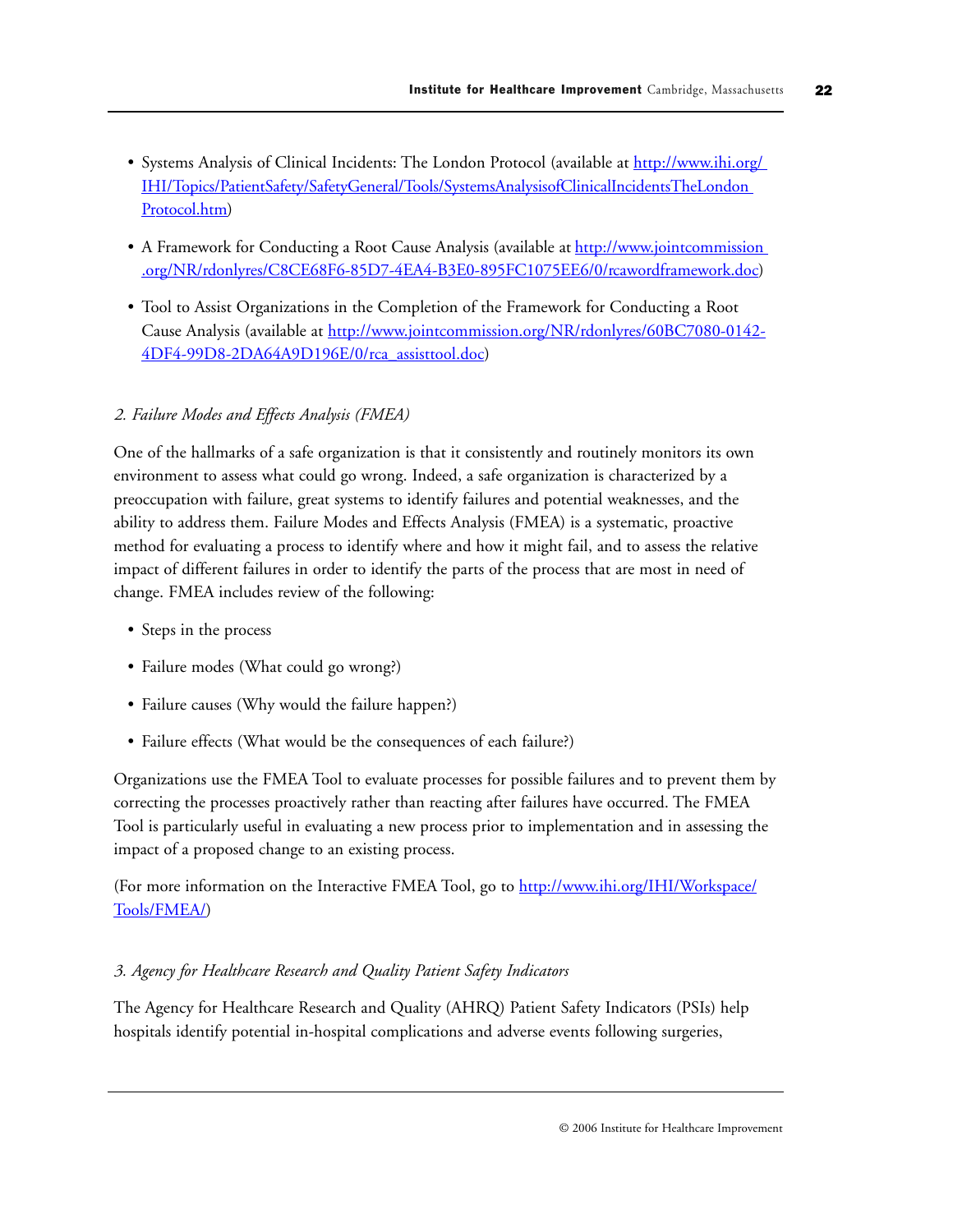- Systems Analysis of Clinical Incidents: The London Protocol (available at http://www.ihi.org/IHI/Topics/PatientSafety/SafetyGeneral/Tools/SystemsAnalysisofClinicalIncidentsTheLondonProtocol.htm)

- A Framework for Conducting a Root Cause Analysis (available at http://www.jointcommission.org/NR/rdonlyres/C8CE68F6-85D7-4EA4-B3E0-895FC1075EE6/0/rcawordframework.doc)

- Tool to Assist Organizations in the Completion of the Framework for Conducting a Root Cause Analysis (available at http://www.jointcommission.org/NR/rdonlyres/60BC7080-0142-4DF4-99D8-2DA64A9D196E/0/rca_assisttool.doc)

*2. Failure Modes and Effects Analysis (FMEA)*

One of the hallmarks of a safe organization is that it consistently and routinely monitors its own environment to assess what could go wrong. Indeed, a safe organization is characterized by a preoccupation with failure, great systems to identify failures and potential weaknesses, and the ability to address them. Failure Modes and Effects Analysis (FMEA) is a systematic, proactive method for evaluating a process to identify where and how it might fail, and to assess the relative impact of different failures in order to identify the parts of the process that are most in need of change. FMEA includes review of the following:

- Steps in the process
- Failure modes (What could go wrong?)
- Failure causes (Why would the failure happen?)
- Failure effects (What would be the consequences of each failure?)

Organizations use the FMEA Tool to evaluate processes for possible failures and to prevent them by correcting the processes proactively rather than reacting after failures have occurred. The FMEA Tool is particularly useful in evaluating a new process prior to implementation and in assessing the impact of a proposed change to an existing process.

(For more information on the Interactive FMEA Tool, go to http://www.ihi.org/IHI/Workspace/Tools/FMEA/)

*3. Agency for Healthcare Research and Quality Patient Safety Indicators*

The Agency for Healthcare Research and Quality (AHRQ) Patient Safety Indicators (PSIs) help hospitals identify potential in-hospital complications and adverse events following surgeries,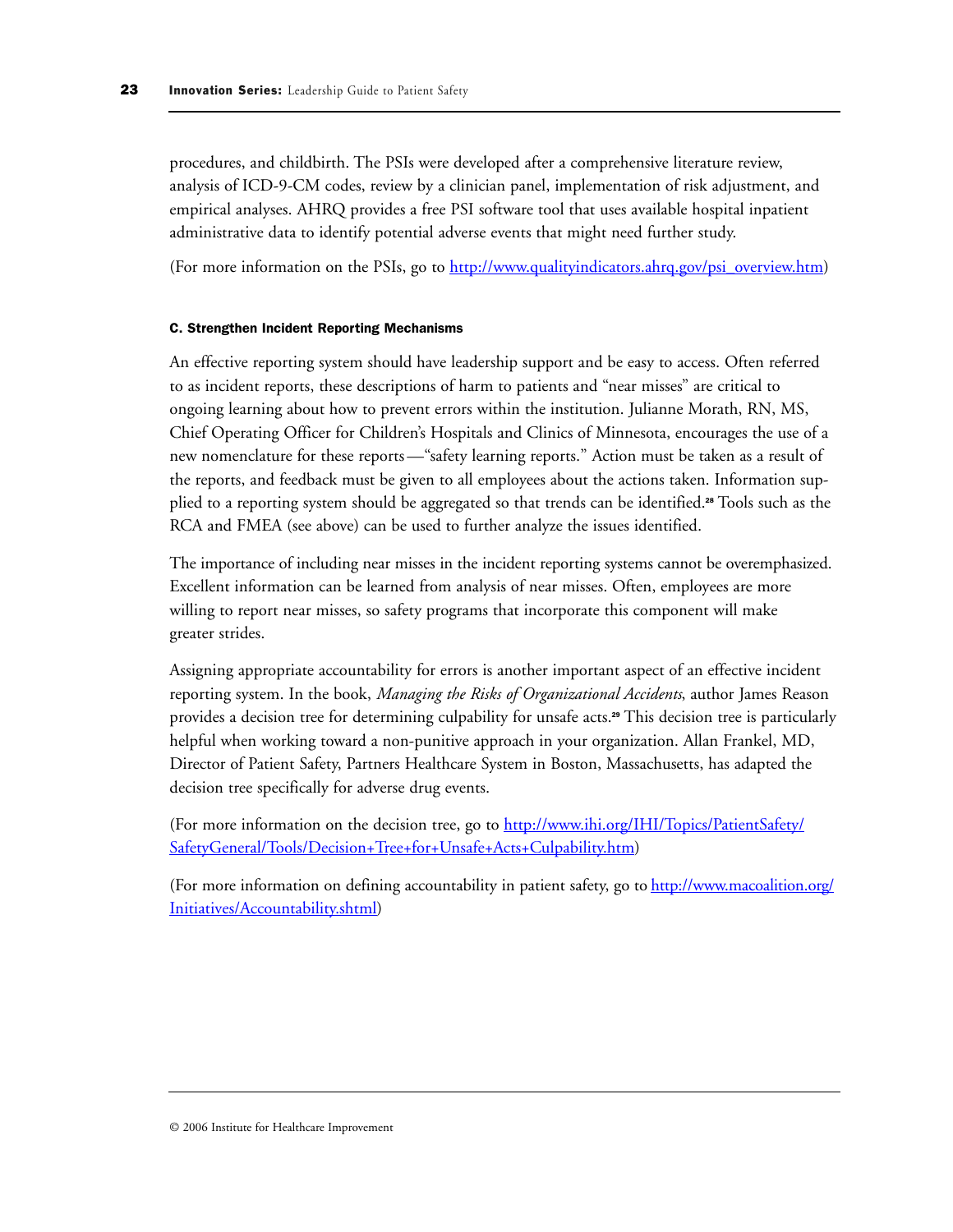procedures, and childbirth. The PSIs were developed after a comprehensive literature review, analysis of ICD-9-CM codes, review by a clinician panel, implementation of risk adjustment, and empirical analyses. AHRQ provides a free PSI software tool that uses available hospital inpatient administrative data to identify potential adverse events that might need further study.

(For more information on the PSIs, go to [http://www.qualityindicators.ahrq.gov/psi_overview.htm](http://www.qualityindicators.ahrq.gov/psi_overview.htm))

#### C. Strengthen Incident Reporting Mechanisms

An effective reporting system should have leadership support and be easy to access. Often referred to as incident reports, these descriptions of harm to patients and "near misses" are critical to ongoing learning about how to prevent errors within the institution. Julianne Morath, RN, MS, Chief Operating Officer for Children's Hospitals and Clinics of Minnesota, encourages the use of a new nomenclature for these reports—"safety learning reports." Action must be taken as a result of the reports, and feedback must be given to all employees about the actions taken. Information supplied to a reporting system should be aggregated so that trends can be identified.[28] Tools such as the RCA and FMEA (see above) can be used to further analyze the issues identified.

The importance of including near misses in the incident reporting systems cannot be overemphasized. Excellent information can be learned from analysis of near misses. Often, employees are more willing to report near misses, so safety programs that incorporate this component will make greater strides.

Assigning appropriate accountability for errors is another important aspect of an effective incident reporting system. In the book, *Managing the Risks of Organizational Accidents*, author James Reason provides a decision tree for determining culpability for unsafe acts.[29] This decision tree is particularly helpful when working toward a non-punitive approach in your organization. Allan Frankel, MD, Director of Patient Safety, Partners Healthcare System in Boston, Massachusetts, has adapted the decision tree specifically for adverse drug events.

(For more information on the decision tree, go to [http://www.ihi.org/IHI/Topics/PatientSafety/SafetyGeneral/Tools/Decision+Tree+for+Unsafe+Acts+Culpability.htm](http://www.ihi.org/IHI/Topics/PatientSafety/SafetyGeneral/Tools/Decision+Tree+for+Unsafe+Acts+Culpability.htm))

(For more information on defining accountability in patient safety, go to [http://www.macoalition.org/Initiatives/Accountability.shtml](http://www.macoalition.org/Initiatives/Accountability.shtml))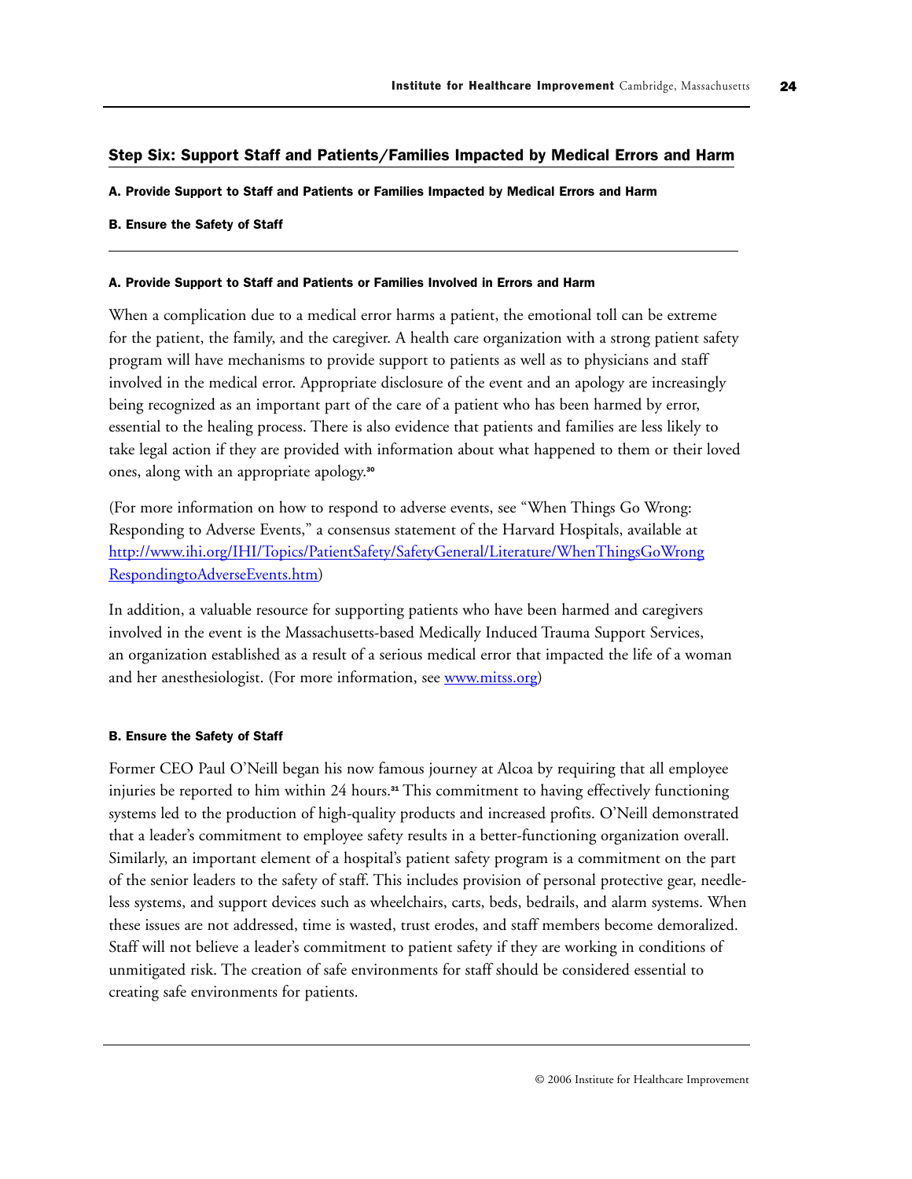## Step Six: Support Staff and Patients/Families Impacted by Medical Errors and Harm

**A. Provide Support to Staff and Patients or Families Impacted by Medical Errors and Harm**

**B. Ensure the Safety of Staff**

---

### A. Provide Support to Staff and Patients or Families Involved in Errors and Harm

When a complication due to a medical error harms a patient, the emotional toll can be extreme for the patient, the family, and the caregiver. A health care organization with a strong patient safety program will have mechanisms to provide support to patients as well as to physicians and staff involved in the medical error. Appropriate disclosure of the event and an apology are increasingly being recognized as an important part of the care of a patient who has been harmed by error, essential to the healing process. There is also evidence that patients and families are less likely to take legal action if they are provided with information about what happened to them or their loved ones, along with an appropriate apology.[30]

(For more information on how to respond to adverse events, see "When Things Go Wrong: Responding to Adverse Events," a consensus statement of the Harvard Hospitals, available at http://www.ihi.org/IHI/Topics/PatientSafety/SafetyGeneral/Literature/WhenThingsGoWrongRespondingtoAdverseEvents.htm)

In addition, a valuable resource for supporting patients who have been harmed and caregivers involved in the event is the Massachusetts-based Medically Induced Trauma Support Services, an organization established as a result of a serious medical error that impacted the life of a woman and her anesthesiologist. (For more information, see www.mitss.org)

### B. Ensure the Safety of Staff

Former CEO Paul O'Neill began his now famous journey at Alcoa by requiring that all employee injuries be reported to him within 24 hours.[31] This commitment to having effectively functioning systems led to the production of high-quality products and increased profits. O'Neill demonstrated that a leader's commitment to employee safety results in a better-functioning organization overall. Similarly, an important element of a hospital's patient safety program is a commitment on the part of the senior leaders to the safety of staff. This includes provision of personal protective gear, needle-less systems, and support devices such as wheelchairs, carts, beds, bedrails, and alarm systems. When these issues are not addressed, time is wasted, trust erodes, and staff members become demoralized. Staff will not believe a leader's commitment to patient safety if they are working in conditions of unmitigated risk. The creation of safe environments for staff should be considered essential to creating safe environments for patients.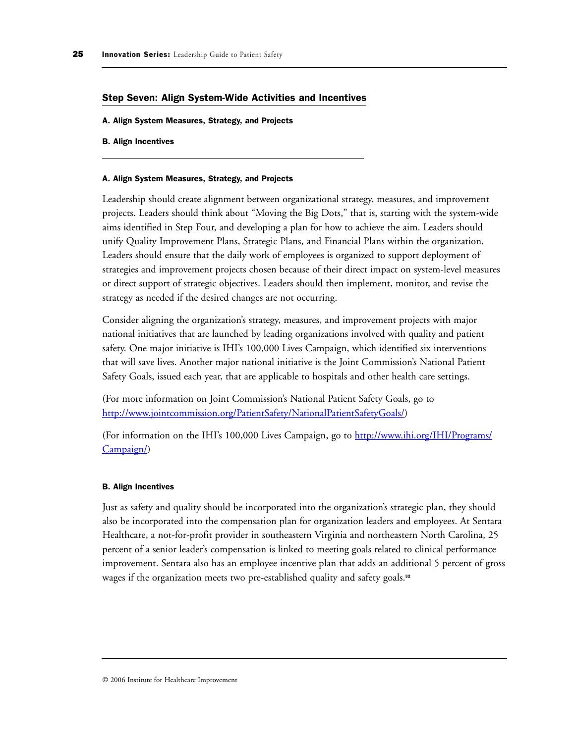## Step Seven: Align System-Wide Activities and Incentives

**A. Align System Measures, Strategy, and Projects**

**B. Align Incentives**

### A. Align System Measures, Strategy, and Projects

Leadership should create alignment between organizational strategy, measures, and improvement projects. Leaders should think about "Moving the Big Dots," that is, starting with the system-wide aims identified in Step Four, and developing a plan for how to achieve the aim. Leaders should unify Quality Improvement Plans, Strategic Plans, and Financial Plans within the organization. Leaders should ensure that the daily work of employees is organized to support deployment of strategies and improvement projects chosen because of their direct impact on system-level measures or direct support of strategic objectives. Leaders should then implement, monitor, and revise the strategy as needed if the desired changes are not occurring.

Consider aligning the organization's strategy, measures, and improvement projects with major national initiatives that are launched by leading organizations involved with quality and patient safety. One major initiative is IHI's 100,000 Lives Campaign, which identified six interventions that will save lives. Another major national initiative is the Joint Commission's National Patient Safety Goals, issued each year, that are applicable to hospitals and other health care settings.

(For more information on Joint Commission's National Patient Safety Goals, go to http://www.jointcommission.org/PatientSafety/NationalPatientSafetyGoals/)

(For information on the IHI's 100,000 Lives Campaign, go to http://www.ihi.org/IHI/Programs/Campaign/)

### B. Align Incentives

Just as safety and quality should be incorporated into the organization's strategic plan, they should also be incorporated into the compensation plan for organization leaders and employees. At Sentara Healthcare, a not-for-profit provider in southeastern Virginia and northeastern North Carolina, 25 percent of a senior leader's compensation is linked to meeting goals related to clinical performance improvement. Sentara also has an employee incentive plan that adds an additional 5 percent of gross wages if the organization meets two pre-established quality and safety goals.[32]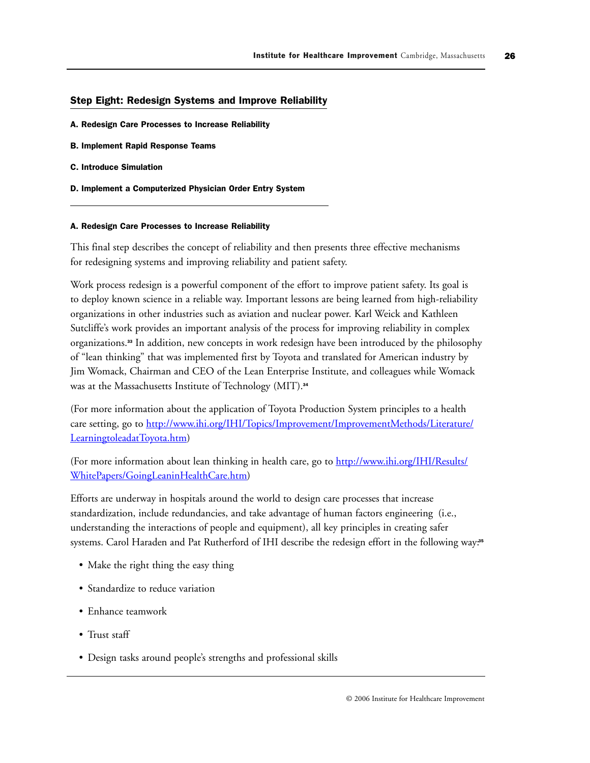## Step Eight: Redesign Systems and Improve Reliability

**A. Redesign Care Processes to Increase Reliability**

**B. Implement Rapid Response Teams**

**C. Introduce Simulation**

**D. Implement a Computerized Physician Order Entry System**

---

#### A. Redesign Care Processes to Increase Reliability

This final step describes the concept of reliability and then presents three effective mechanisms for redesigning systems and improving reliability and patient safety.

Work process redesign is a powerful component of the effort to improve patient safety. Its goal is to deploy known science in a reliable way. Important lessons are being learned from high-reliability organizations in other industries such as aviation and nuclear power. Karl Weick and Kathleen Sutcliffe's work provides an important analysis of the process for improving reliability in complex organizations.[33] In addition, new concepts in work redesign have been introduced by the philosophy of "lean thinking" that was implemented first by Toyota and translated for American industry by Jim Womack, Chairman and CEO of the Lean Enterprise Institute, and colleagues while Womack was at the Massachusetts Institute of Technology (MIT).[34]

(For more information about the application of Toyota Production System principles to a health care setting, go to [http://www.ihi.org/IHI/Topics/Improvement/ImprovementMethods/Literature/LearningtoleadatToyota.htm](http://www.ihi.org/IHI/Topics/Improvement/ImprovementMethods/Literature/LearningtoleadatToyota.htm))

(For more information about lean thinking in health care, go to [http://www.ihi.org/IHI/Results/WhitePapers/GoingLeaninHealthCare.htm](http://www.ihi.org/IHI/Results/WhitePapers/GoingLeaninHealthCare.htm))

Efforts are underway in hospitals around the world to design care processes that increase standardization, include redundancies, and take advantage of human factors engineering (i.e., understanding the interactions of people and equipment), all key principles in creating safer systems. Carol Haraden and Pat Rutherford of IHI describe the redesign effort in the following way:[35]

- Make the right thing the easy thing
- Standardize to reduce variation
- Enhance teamwork
- Trust staff
- Design tasks around people's strengths and professional skills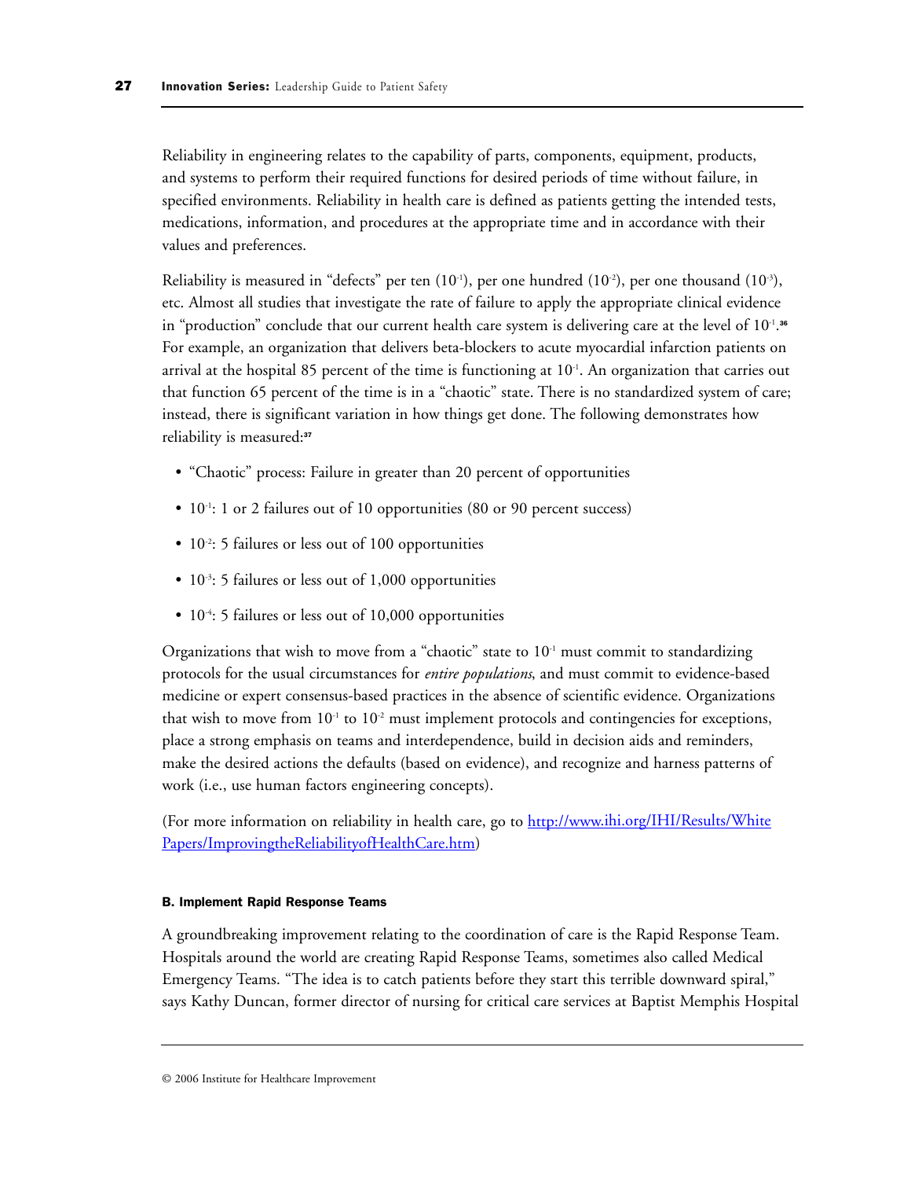Reliability in engineering relates to the capability of parts, components, equipment, products, and systems to perform their required functions for desired periods of time without failure, in specified environments. Reliability in health care is defined as patients getting the intended tests, medications, information, and procedures at the appropriate time and in accordance with their values and preferences.

Reliability is measured in "defects" per ten ($10^{-1}$), per one hundred ($10^{-2}$), per one thousand ($10^{-3}$), etc. Almost all studies that investigate the rate of failure to apply the appropriate clinical evidence in "production" conclude that our current health care system is delivering care at the level of $10^{-1}$.[36] For example, an organization that delivers beta-blockers to acute myocardial infarction patients on arrival at the hospital 85 percent of the time is functioning at $10^{-1}$. An organization that carries out that function 65 percent of the time is in a "chaotic" state. There is no standardized system of care; instead, there is significant variation in how things get done. The following demonstrates how reliability is measured:[37]

- "Chaotic" process: Failure in greater than 20 percent of opportunities
- $10^{-1}$: 1 or 2 failures out of 10 opportunities (80 or 90 percent success)
- $10^{-2}$: 5 failures or less out of 100 opportunities
- $10^{-3}$: 5 failures or less out of 1,000 opportunities
- $10^{-4}$: 5 failures or less out of 10,000 opportunities

Organizations that wish to move from a "chaotic" state to $10^{-1}$ must commit to standardizing protocols for the usual circumstances for *entire populations*, and must commit to evidence-based medicine or expert consensus-based practices in the absence of scientific evidence. Organizations that wish to move from $10^{-1}$ to $10^{-2}$ must implement protocols and contingencies for exceptions, place a strong emphasis on teams and interdependence, build in decision aids and reminders, make the desired actions the defaults (based on evidence), and recognize and harness patterns of work (i.e., use human factors engineering concepts).

(For more information on reliability in health care, go to [http://www.ihi.org/IHI/Results/WhitePapers/ImprovingtheReliabilityofHealthCare.htm](http://www.ihi.org/IHI/Results/WhitePapers/ImprovingtheReliabilityofHealthCare.htm))

#### B. Implement Rapid Response Teams

A groundbreaking improvement relating to the coordination of care is the Rapid Response Team. Hospitals around the world are creating Rapid Response Teams, sometimes also called Medical Emergency Teams. "The idea is to catch patients before they start this terrible downward spiral," says Kathy Duncan, former director of nursing for critical care services at Baptist Memphis Hospital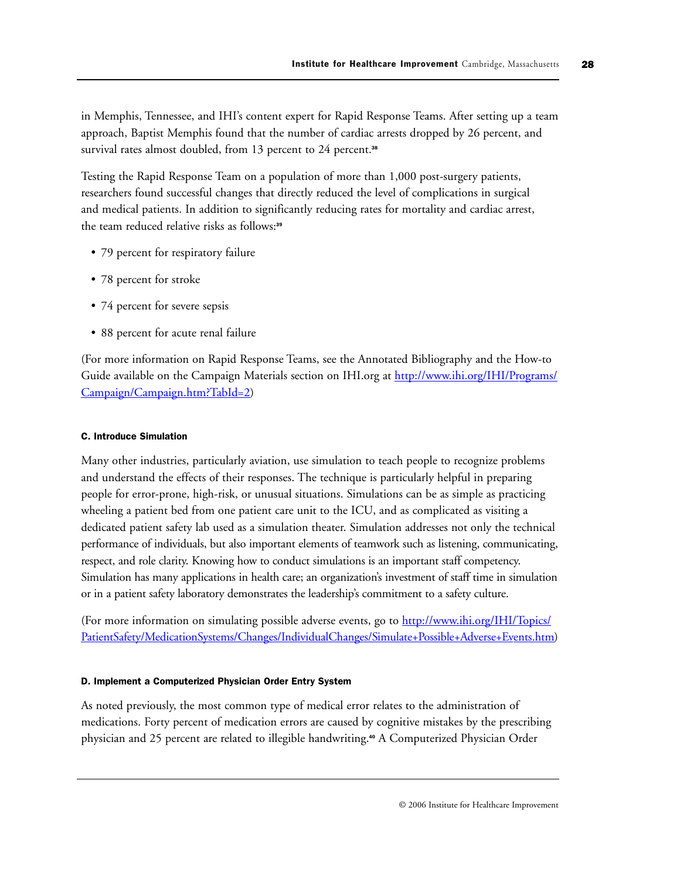in Memphis, Tennessee, and IHI's content expert for Rapid Response Teams. After setting up a team approach, Baptist Memphis found that the number of cardiac arrests dropped by 26 percent, and survival rates almost doubled, from 13 percent to 24 percent.[38]

Testing the Rapid Response Team on a population of more than 1,000 post-surgery patients, researchers found successful changes that directly reduced the level of complications in surgical and medical patients. In addition to significantly reducing rates for mortality and cardiac arrest, the team reduced relative risks as follows:[39]

- 79 percent for respiratory failure
- 78 percent for stroke
- 74 percent for severe sepsis
- 88 percent for acute renal failure

(For more information on Rapid Response Teams, see the Annotated Bibliography and the How-to Guide available on the Campaign Materials section on IHI.org at [http://www.ihi.org/IHI/Programs/Campaign/Campaign.htm?TabId=2](http://www.ihi.org/IHI/Programs/Campaign/Campaign.htm?TabId=2))

#### C. Introduce Simulation

Many other industries, particularly aviation, use simulation to teach people to recognize problems and understand the effects of their responses. The technique is particularly helpful in preparing people for error-prone, high-risk, or unusual situations. Simulations can be as simple as practicing wheeling a patient bed from one patient care unit to the ICU, and as complicated as visiting a dedicated patient safety lab used as a simulation theater. Simulation addresses not only the technical performance of individuals, but also important elements of teamwork such as listening, communicating, respect, and role clarity. Knowing how to conduct simulations is an important staff competency. Simulation has many applications in health care; an organization's investment of staff time in simulation or in a patient safety laboratory demonstrates the leadership's commitment to a safety culture.

(For more information on simulating possible adverse events, go to [http://www.ihi.org/IHI/Topics/PatientSafety/MedicationSystems/Changes/IndividualChanges/Simulate+Possible+Adverse+Events.htm](http://www.ihi.org/IHI/Topics/PatientSafety/MedicationSystems/Changes/IndividualChanges/Simulate+Possible+Adverse+Events.htm))

#### D. Implement a Computerized Physician Order Entry System

As noted previously, the most common type of medical error relates to the administration of medications. Forty percent of medication errors are caused by cognitive mistakes by the prescribing physician and 25 percent are related to illegible handwriting.[40] A Computerized Physician Order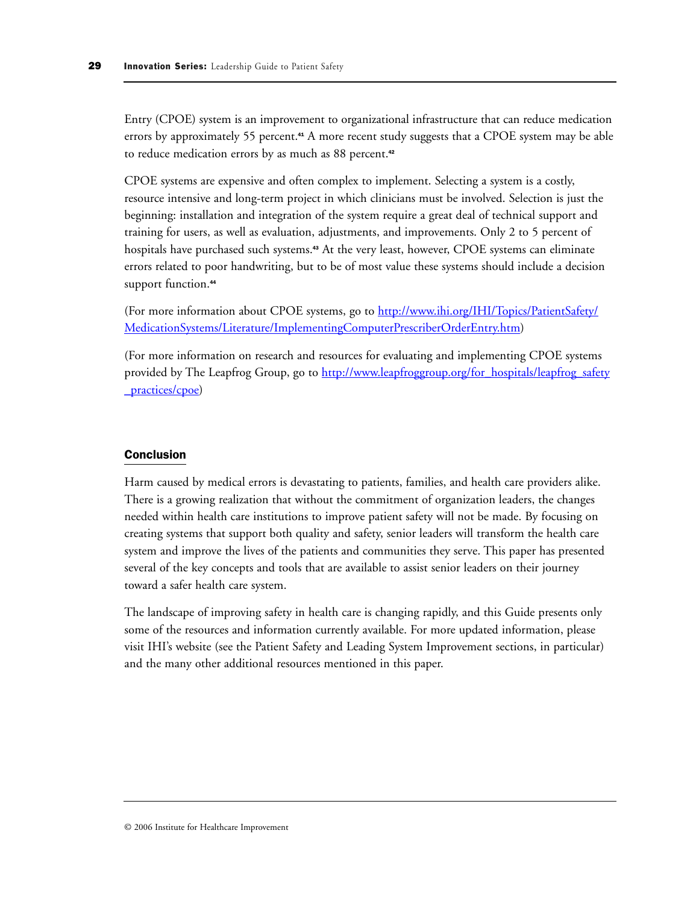Entry (CPOE) system is an improvement to organizational infrastructure that can reduce medication errors by approximately 55 percent.[41] A more recent study suggests that a CPOE system may be able to reduce medication errors by as much as 88 percent.[42]

CPOE systems are expensive and often complex to implement. Selecting a system is a costly, resource intensive and long-term project in which clinicians must be involved. Selection is just the beginning: installation and integration of the system require a great deal of technical support and training for users, as well as evaluation, adjustments, and improvements. Only 2 to 5 percent of hospitals have purchased such systems.[43] At the very least, however, CPOE systems can eliminate errors related to poor handwriting, but to be of most value these systems should include a decision support function.[44]

(For more information about CPOE systems, go to http://www.ihi.org/IHI/Topics/PatientSafety/MedicationSystems/Literature/ImplementingComputerPrescriberOrderEntry.htm)

(For more information on research and resources for evaluating and implementing CPOE systems provided by The Leapfrog Group, go to http://www.leapfroggroup.org/for_hospitals/leapfrog_safety_practices/cpoe)

## Conclusion

Harm caused by medical errors is devastating to patients, families, and health care providers alike. There is a growing realization that without the commitment of organization leaders, the changes needed within health care institutions to improve patient safety will not be made. By focusing on creating systems that support both quality and safety, senior leaders will transform the health care system and improve the lives of the patients and communities they serve. This paper has presented several of the key concepts and tools that are available to assist senior leaders on their journey toward a safer health care system.

The landscape of improving safety in health care is changing rapidly, and this Guide presents only some of the resources and information currently available. For more updated information, please visit IHI's website (see the Patient Safety and Leading System Improvement sections, in particular) and the many other additional resources mentioned in this paper.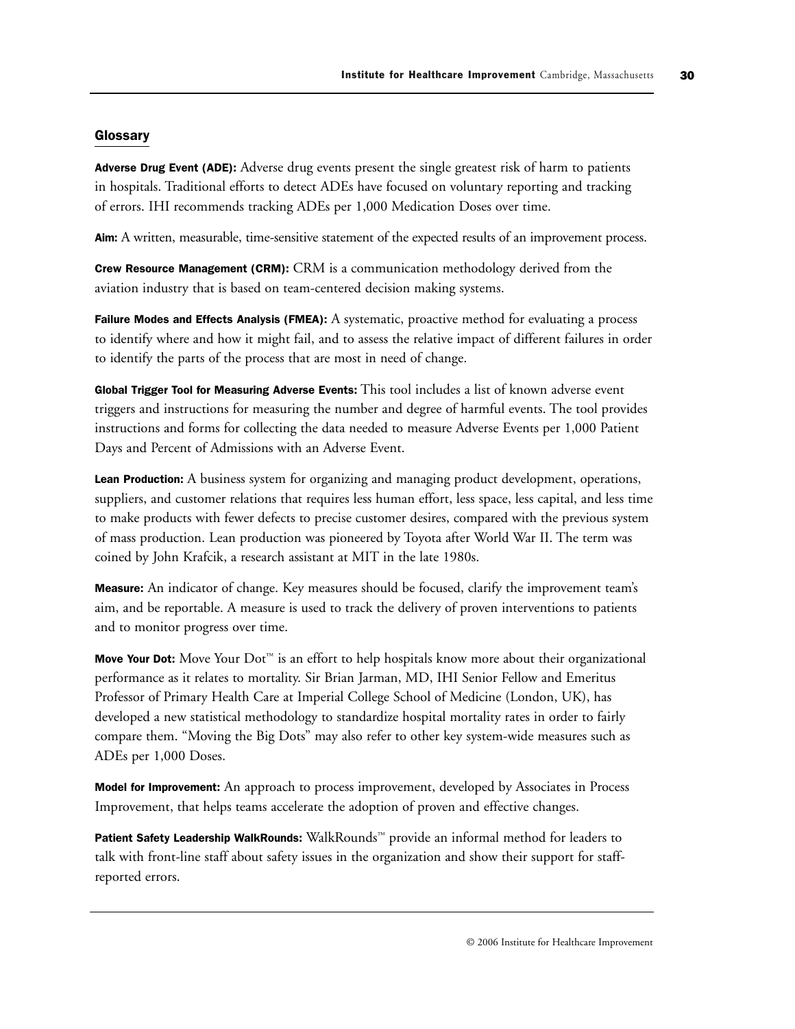## Glossary

**Adverse Drug Event (ADE):** Adverse drug events present the single greatest risk of harm to patients in hospitals. Traditional efforts to detect ADEs have focused on voluntary reporting and tracking of errors. IHI recommends tracking ADEs per 1,000 Medication Doses over time.

**Aim:** A written, measurable, time-sensitive statement of the expected results of an improvement process.

**Crew Resource Management (CRM):** CRM is a communication methodology derived from the aviation industry that is based on team-centered decision making systems.

**Failure Modes and Effects Analysis (FMEA):** A systematic, proactive method for evaluating a process to identify where and how it might fail, and to assess the relative impact of different failures in order to identify the parts of the process that are most in need of change.

**Global Trigger Tool for Measuring Adverse Events:** This tool includes a list of known adverse event triggers and instructions for measuring the number and degree of harmful events. The tool provides instructions and forms for collecting the data needed to measure Adverse Events per 1,000 Patient Days and Percent of Admissions with an Adverse Event.

**Lean Production:** A business system for organizing and managing product development, operations, suppliers, and customer relations that requires less human effort, less space, less capital, and less time to make products with fewer defects to precise customer desires, compared with the previous system of mass production. Lean production was pioneered by Toyota after World War II. The term was coined by John Krafcik, a research assistant at MIT in the late 1980s.

**Measure:** An indicator of change. Key measures should be focused, clarify the improvement team's aim, and be reportable. A measure is used to track the delivery of proven interventions to patients and to monitor progress over time.

**Move Your Dot:** Move Your Dot™ is an effort to help hospitals know more about their organizational performance as it relates to mortality. Sir Brian Jarman, MD, IHI Senior Fellow and Emeritus Professor of Primary Health Care at Imperial College School of Medicine (London, UK), has developed a new statistical methodology to standardize hospital mortality rates in order to fairly compare them. "Moving the Big Dots" may also refer to other key system-wide measures such as ADEs per 1,000 Doses.

**Model for Improvement:** An approach to process improvement, developed by Associates in Process Improvement, that helps teams accelerate the adoption of proven and effective changes.

**Patient Safety Leadership WalkRounds:** WalkRounds™ provide an informal method for leaders to talk with front-line staff about safety issues in the organization and show their support for staff-reported errors.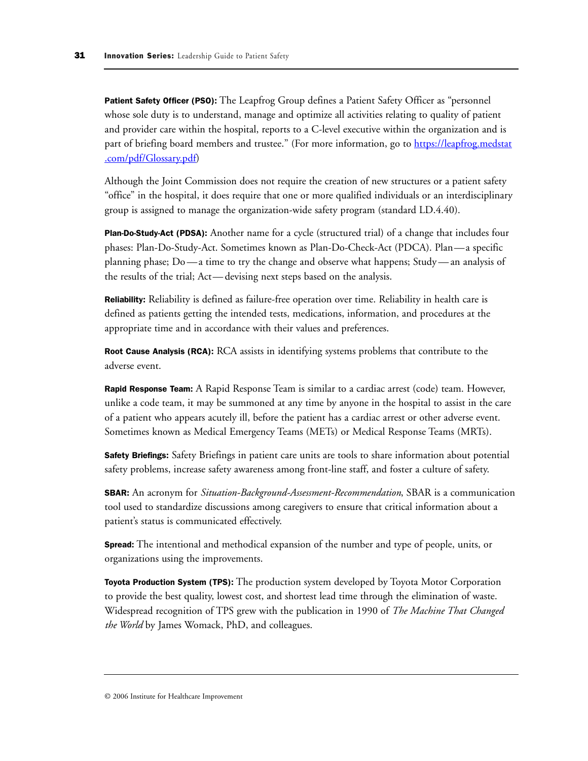**Patient Safety Officer (PSO):** The Leapfrog Group defines a Patient Safety Officer as "personnel whose sole duty is to understand, manage and optimize all activities relating to quality of patient and provider care within the hospital, reports to a C-level executive within the organization and is part of briefing board members and trustee." (For more information, go to https://leapfrog.medstat.com/pdf/Glossary.pdf)

Although the Joint Commission does not require the creation of new structures or a patient safety "office" in the hospital, it does require that one or more qualified individuals or an interdisciplinary group is assigned to manage the organization-wide safety program (standard LD.4.40).

**Plan-Do-Study-Act (PDSA):** Another name for a cycle (structured trial) of a change that includes four phases: Plan-Do-Study-Act. Sometimes known as Plan-Do-Check-Act (PDCA). Plan — a specific planning phase; Do — a time to try the change and observe what happens; Study — an analysis of the results of the trial; Act — devising next steps based on the analysis.

**Reliability:** Reliability is defined as failure-free operation over time. Reliability in health care is defined as patients getting the intended tests, medications, information, and procedures at the appropriate time and in accordance with their values and preferences.

**Root Cause Analysis (RCA):** RCA assists in identifying systems problems that contribute to the adverse event.

**Rapid Response Team:** A Rapid Response Team is similar to a cardiac arrest (code) team. However, unlike a code team, it may be summoned at any time by anyone in the hospital to assist in the care of a patient who appears acutely ill, before the patient has a cardiac arrest or other adverse event. Sometimes known as Medical Emergency Teams (METs) or Medical Response Teams (MRTs).

**Safety Briefings:** Safety Briefings in patient care units are tools to share information about potential safety problems, increase safety awareness among front-line staff, and foster a culture of safety.

**SBAR:** An acronym for *Situation-Background-Assessment-Recommendation*, SBAR is a communication tool used to standardize discussions among caregivers to ensure that critical information about a patient's status is communicated effectively.

**Spread:** The intentional and methodical expansion of the number and type of people, units, or organizations using the improvements.

**Toyota Production System (TPS):** The production system developed by Toyota Motor Corporation to provide the best quality, lowest cost, and shortest lead time through the elimination of waste. Widespread recognition of TPS grew with the publication in 1990 of *The Machine That Changed the World* by James Womack, PhD, and colleagues.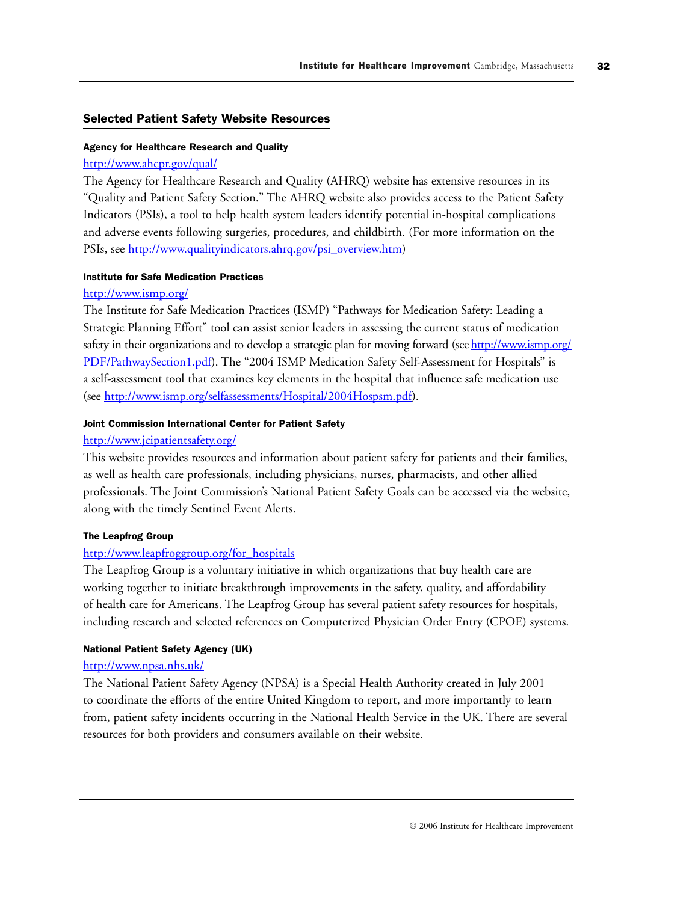## Selected Patient Safety Website Resources

### Agency for Healthcare Research and Quality

http://www.ahcpr.gov/qual/

The Agency for Healthcare Research and Quality (AHRQ) website has extensive resources in its "Quality and Patient Safety Section." The AHRQ website also provides access to the Patient Safety Indicators (PSIs), a tool to help health system leaders identify potential in-hospital complications and adverse events following surgeries, procedures, and childbirth. (For more information on the PSIs, see http://www.qualityindicators.ahrq.gov/psi_overview.htm)

### Institute for Safe Medication Practices

http://www.ismp.org/

The Institute for Safe Medication Practices (ISMP) "Pathways for Medication Safety: Leading a Strategic Planning Effort" tool can assist senior leaders in assessing the current status of medication safety in their organizations and to develop a strategic plan for moving forward (see http://www.ismp.org/PDF/PathwaySection1.pdf). The "2004 ISMP Medication Safety Self-Assessment for Hospitals" is a self-assessment tool that examines key elements in the hospital that influence safe medication use (see http://www.ismp.org/selfassessments/Hospital/2004Hospsm.pdf).

### Joint Commission International Center for Patient Safety

http://www.jcipatientsafety.org/

This website provides resources and information about patient safety for patients and their families, as well as health care professionals, including physicians, nurses, pharmacists, and other allied professionals. The Joint Commission's National Patient Safety Goals can be accessed via the website, along with the timely Sentinel Event Alerts.

### The Leapfrog Group

http://www.leapfroggroup.org/for_hospitals

The Leapfrog Group is a voluntary initiative in which organizations that buy health care are working together to initiate breakthrough improvements in the safety, quality, and affordability of health care for Americans. The Leapfrog Group has several patient safety resources for hospitals, including research and selected references on Computerized Physician Order Entry (CPOE) systems.

### National Patient Safety Agency (UK)

http://www.npsa.nhs.uk/

The National Patient Safety Agency (NPSA) is a Special Health Authority created in July 2001 to coordinate the efforts of the entire United Kingdom to report, and more importantly to learn from, patient safety incidents occurring in the National Health Service in the UK. There are several resources for both providers and consumers available on their website.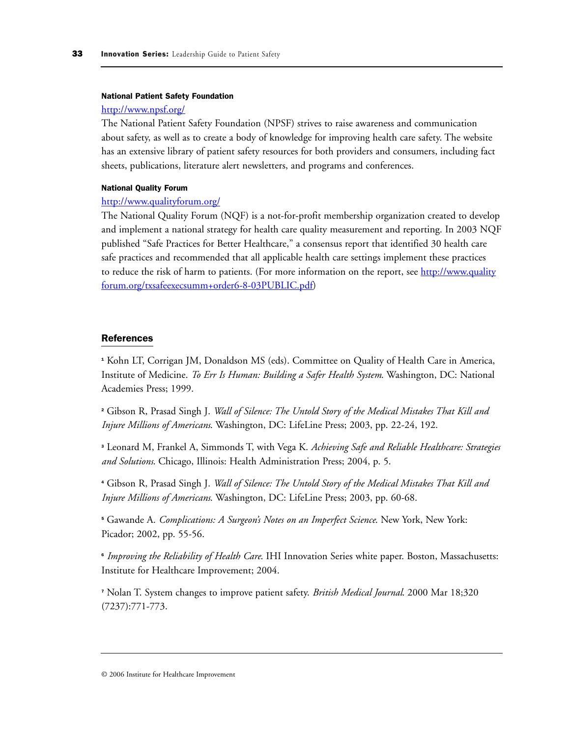#### National Patient Safety Foundation

http://www.npsf.org/

The National Patient Safety Foundation (NPSF) strives to raise awareness and communication about safety, as well as to create a body of knowledge for improving health care safety. The website has an extensive library of patient safety resources for both providers and consumers, including fact sheets, publications, literature alert newsletters, and programs and conferences.

#### National Quality Forum

http://www.qualityforum.org/

The National Quality Forum (NQF) is a not-for-profit membership organization created to develop and implement a national strategy for health care quality measurement and reporting. In 2003 NQF published "Safe Practices for Better Healthcare," a consensus report that identified 30 health care safe practices and recommended that all applicable health care settings implement these practices to reduce the risk of harm to patients. (For more information on the report, see http://www.qualityforum.org/txsafeexecsumm+order6-8-03PUBLIC.pdf)

## References

[1] Kohn LT, Corrigan JM, Donaldson MS (eds). Committee on Quality of Health Care in America, Institute of Medicine. *To Err Is Human: Building a Safer Health System*. Washington, DC: National Academies Press; 1999.

[2] Gibson R, Prasad Singh J. *Wall of Silence: The Untold Story of the Medical Mistakes That Kill and Injure Millions of Americans*. Washington, DC: LifeLine Press; 2003, pp. 22-24, 192.

[3] Leonard M, Frankel A, Simmonds T, with Vega K. *Achieving Safe and Reliable Healthcare: Strategies and Solutions*. Chicago, Illinois: Health Administration Press; 2004, p. 5.

[4] Gibson R, Prasad Singh J. *Wall of Silence: The Untold Story of the Medical Mistakes That Kill and Injure Millions of Americans*. Washington, DC: LifeLine Press; 2003, pp. 60-68.

[5] Gawande A. *Complications: A Surgeon's Notes on an Imperfect Science*. New York, New York: Picador; 2002, pp. 55-56.

[6] *Improving the Reliability of Health Care*. IHI Innovation Series white paper. Boston, Massachusetts: Institute for Healthcare Improvement; 2004.

[7] Nolan T. System changes to improve patient safety. *British Medical Journal*. 2000 Mar 18;320 (7237):771-773.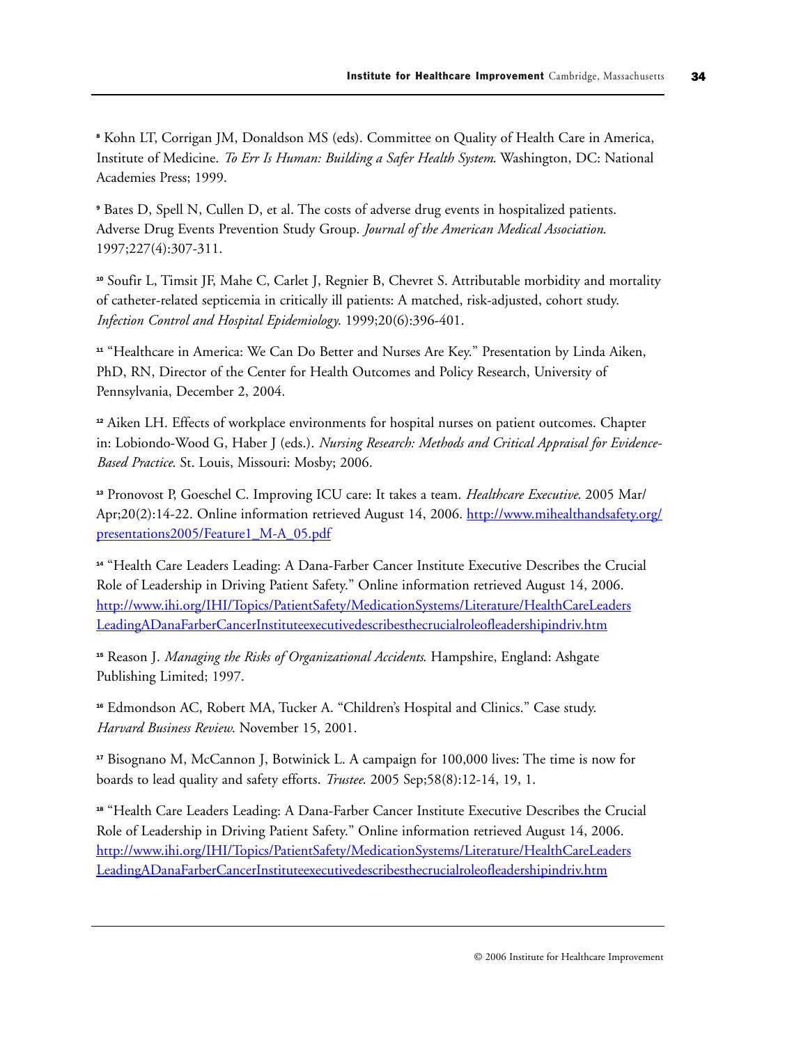[8] Kohn LT, Corrigan JM, Donaldson MS (eds). Committee on Quality of Health Care in America, Institute of Medicine. *To Err Is Human: Building a Safer Health System*. Washington, DC: National Academies Press; 1999.

[9] Bates D, Spell N, Cullen D, et al. The costs of adverse drug events in hospitalized patients. Adverse Drug Events Prevention Study Group. *Journal of the American Medical Association*. 1997;227(4):307-311.

[10] Soufir L, Timsit JF, Mahe C, Carlet J, Regnier B, Chevret S. Attributable morbidity and mortality of catheter-related septicemia in critically ill patients: A matched, risk-adjusted, cohort study. *Infection Control and Hospital Epidemiology*. 1999;20(6):396-401.

[11] "Healthcare in America: We Can Do Better and Nurses Are Key." Presentation by Linda Aiken, PhD, RN, Director of the Center for Health Outcomes and Policy Research, University of Pennsylvania, December 2, 2004.

[12] Aiken LH. Effects of workplace environments for hospital nurses on patient outcomes. Chapter in: Lobiondo-Wood G, Haber J (eds.). *Nursing Research: Methods and Critical Appraisal for Evidence-Based Practice*. St. Louis, Missouri: Mosby; 2006.

[13] Pronovost P, Goeschel C. Improving ICU care: It takes a team. *Healthcare Executive*. 2005 Mar/Apr;20(2):14-22. Online information retrieved August 14, 2006. http://www.mihealthandsafety.org/presentations2005/Feature1_M-A_05.pdf

[14] "Health Care Leaders Leading: A Dana-Farber Cancer Institute Executive Describes the Crucial Role of Leadership in Driving Patient Safety." Online information retrieved August 14, 2006. http://www.ihi.org/IHI/Topics/PatientSafety/MedicationSystems/Literature/HealthCareLeadersLeadingADanaFarberCancerInstituteexecutivedescribesthecrucialroleofleadershipindriv.htm

[15] Reason J. *Managing the Risks of Organizational Accidents*. Hampshire, England: Ashgate Publishing Limited; 1997.

[16] Edmondson AC, Robert MA, Tucker A. "Children's Hospital and Clinics." Case study. *Harvard Business Review*. November 15, 2001.

[17] Bisognano M, McCannon J, Botwinick L. A campaign for 100,000 lives: The time is now for boards to lead quality and safety efforts. *Trustee*. 2005 Sep;58(8):12-14, 19, 1.

[18] "Health Care Leaders Leading: A Dana-Farber Cancer Institute Executive Describes the Crucial Role of Leadership in Driving Patient Safety." Online information retrieved August 14, 2006. http://www.ihi.org/IHI/Topics/PatientSafety/MedicationSystems/Literature/HealthCareLeadersLeadingADanaFarberCancerInstituteexecutivedescribesthecrucialroleofleadershipindriv.htm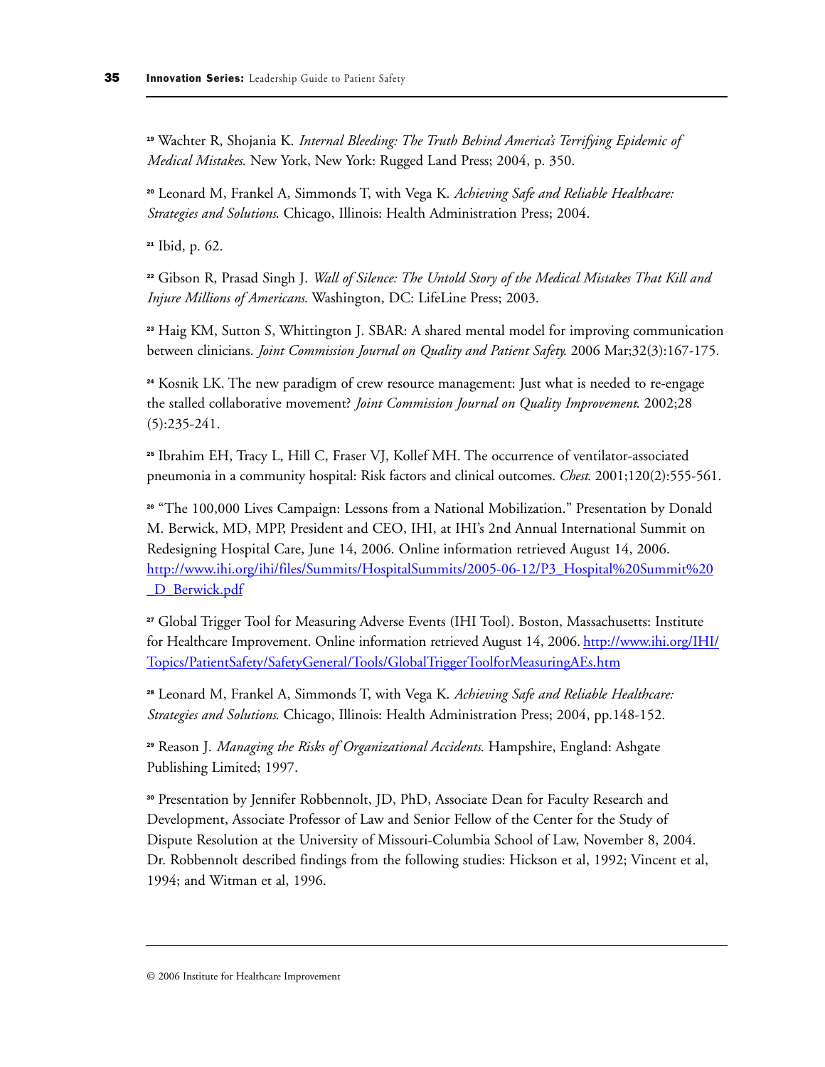[19] Wachter R, Shojania K. *Internal Bleeding: The Truth Behind America's Terrifying Epidemic of Medical Mistakes*. New York, New York: Rugged Land Press; 2004, p. 350.

[20] Leonard M, Frankel A, Simmonds T, with Vega K. *Achieving Safe and Reliable Healthcare: Strategies and Solutions*. Chicago, Illinois: Health Administration Press; 2004.

[21] Ibid, p. 62.

[22] Gibson R, Prasad Singh J. *Wall of Silence: The Untold Story of the Medical Mistakes That Kill and Injure Millions of Americans*. Washington, DC: LifeLine Press; 2003.

[23] Haig KM, Sutton S, Whittington J. SBAR: A shared mental model for improving communication between clinicians. *Joint Commission Journal on Quality and Patient Safety*. 2006 Mar;32(3):167-175.

[24] Kosnik LK. The new paradigm of crew resource management: Just what is needed to re-engage the stalled collaborative movement? *Joint Commission Journal on Quality Improvement*. 2002;28 (5):235-241.

[25] Ibrahim EH, Tracy L, Hill C, Fraser VJ, Kollef MH. The occurrence of ventilator-associated pneumonia in a community hospital: Risk factors and clinical outcomes. *Chest*. 2001;120(2):555-561.

[26] "The 100,000 Lives Campaign: Lessons from a National Mobilization." Presentation by Donald M. Berwick, MD, MPP, President and CEO, IHI, at IHI's 2nd Annual International Summit on Redesigning Hospital Care, June 14, 2006. Online information retrieved August 14, 2006. [http://www.ihi.org/ihi/files/Summits/HospitalSummits/2005-06-12/P3_Hospital%20Summit%20_D_Berwick.pdf](http://www.ihi.org/ihi/files/Summits/HospitalSummits/2005-06-12/P3_Hospital%20Summit%20_D_Berwick.pdf)

[27] Global Trigger Tool for Measuring Adverse Events (IHI Tool). Boston, Massachusetts: Institute for Healthcare Improvement. Online information retrieved August 14, 2006. [http://www.ihi.org/IHI/Topics/PatientSafety/SafetyGeneral/Tools/GlobalTriggerToolforMeasuringAEs.htm](http://www.ihi.org/IHI/Topics/PatientSafety/SafetyGeneral/Tools/GlobalTriggerToolforMeasuringAEs.htm)

[28] Leonard M, Frankel A, Simmonds T, with Vega K. *Achieving Safe and Reliable Healthcare: Strategies and Solutions*. Chicago, Illinois: Health Administration Press; 2004, pp.148-152.

[29] Reason J. *Managing the Risks of Organizational Accidents*. Hampshire, England: Ashgate Publishing Limited; 1997.

[30] Presentation by Jennifer Robbennolt, JD, PhD, Associate Dean for Faculty Research and Development, Associate Professor of Law and Senior Fellow of the Center for the Study of Dispute Resolution at the University of Missouri-Columbia School of Law, November 8, 2004. Dr. Robbennolt described findings from the following studies: Hickson et al, 1992; Vincent et al, 1994; and Witman et al, 1996.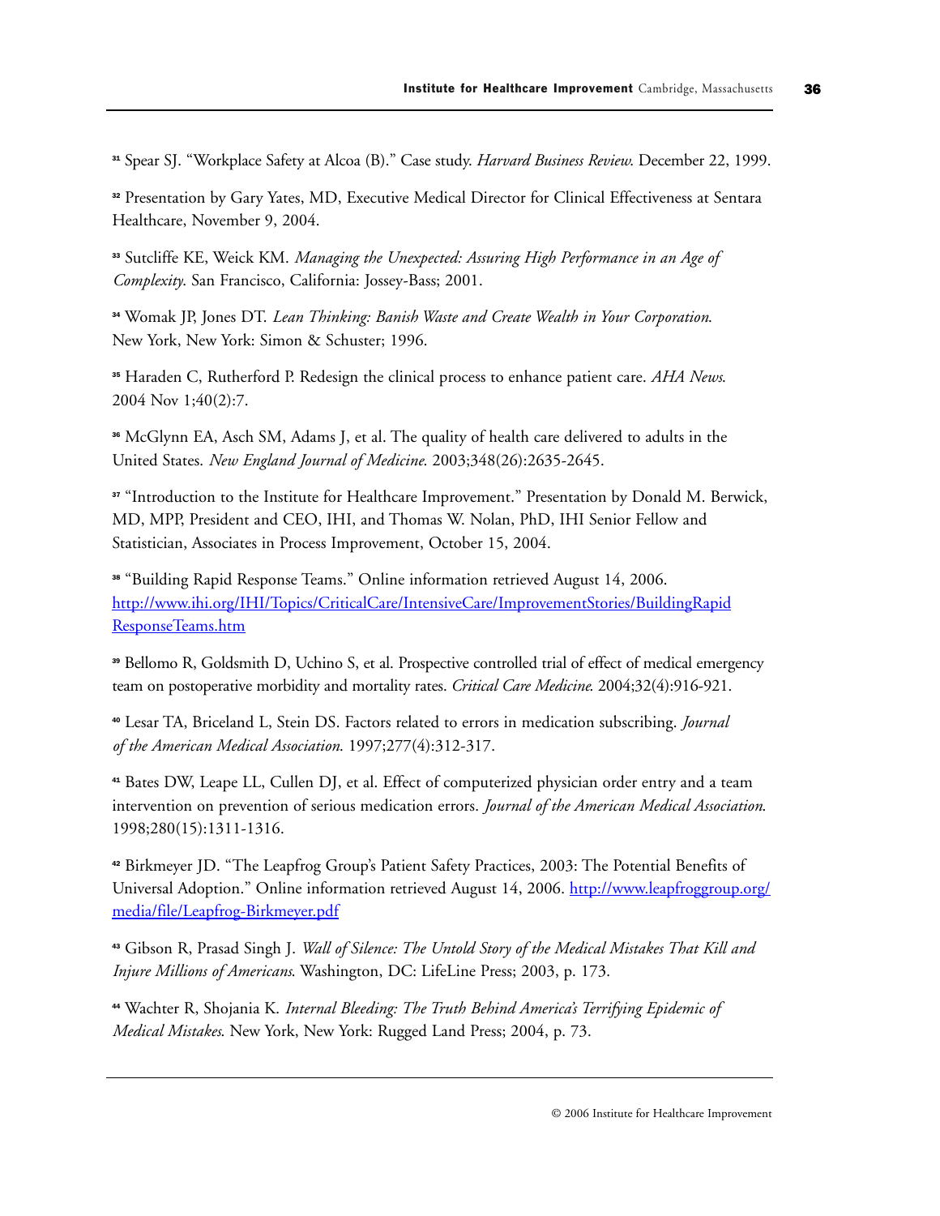[31] Spear SJ. "Workplace Safety at Alcoa (B)." Case study. *Harvard Business Review*. December 22, 1999.

[32] Presentation by Gary Yates, MD, Executive Medical Director for Clinical Effectiveness at Sentara Healthcare, November 9, 2004.

[33] Sutcliffe KE, Weick KM. *Managing the Unexpected: Assuring High Performance in an Age of Complexity*. San Francisco, California: Jossey-Bass; 2001.

[34] Womak JP, Jones DT. *Lean Thinking: Banish Waste and Create Wealth in Your Corporation*. New York, New York: Simon & Schuster; 1996.

[35] Haraden C, Rutherford P. Redesign the clinical process to enhance patient care. *AHA News*. 2004 Nov 1;40(2):7.

[36] McGlynn EA, Asch SM, Adams J, et al. The quality of health care delivered to adults in the United States. *New England Journal of Medicine*. 2003;348(26):2635-2645.

[37] "Introduction to the Institute for Healthcare Improvement." Presentation by Donald M. Berwick, MD, MPP, President and CEO, IHI, and Thomas W. Nolan, PhD, IHI Senior Fellow and Statistician, Associates in Process Improvement, October 15, 2004.

[38] "Building Rapid Response Teams." Online information retrieved August 14, 2006. [http://www.ihi.org/IHI/Topics/CriticalCare/IntensiveCare/ImprovementStories/BuildingRapidResponseTeams.htm](http://www.ihi.org/IHI/Topics/CriticalCare/IntensiveCare/ImprovementStories/BuildingRapidResponseTeams.htm)

[39] Bellomo R, Goldsmith D, Uchino S, et al. Prospective controlled trial of effect of medical emergency team on postoperative morbidity and mortality rates. *Critical Care Medicine*. 2004;32(4):916-921.

[40] Lesar TA, Briceland L, Stein DS. Factors related to errors in medication subscribing. *Journal of the American Medical Association*. 1997;277(4):312-317.

[41] Bates DW, Leape LL, Cullen DJ, et al. Effect of computerized physician order entry and a team intervention on prevention of serious medication errors. *Journal of the American Medical Association*. 1998;280(15):1311-1316.

[42] Birkmeyer JD. "The Leapfrog Group's Patient Safety Practices, 2003: The Potential Benefits of Universal Adoption." Online information retrieved August 14, 2006. [http://www.leapfroggroup.org/media/file/Leapfrog-Birkmeyer.pdf](http://www.leapfroggroup.org/media/file/Leapfrog-Birkmeyer.pdf)

[43] Gibson R, Prasad Singh J. *Wall of Silence: The Untold Story of the Medical Mistakes That Kill and Injure Millions of Americans*. Washington, DC: LifeLine Press; 2003, p. 173.

[44] Wachter R, Shojania K. *Internal Bleeding: The Truth Behind America's Terrifying Epidemic of Medical Mistakes*. New York, New York: Rugged Land Press; 2004, p. 73.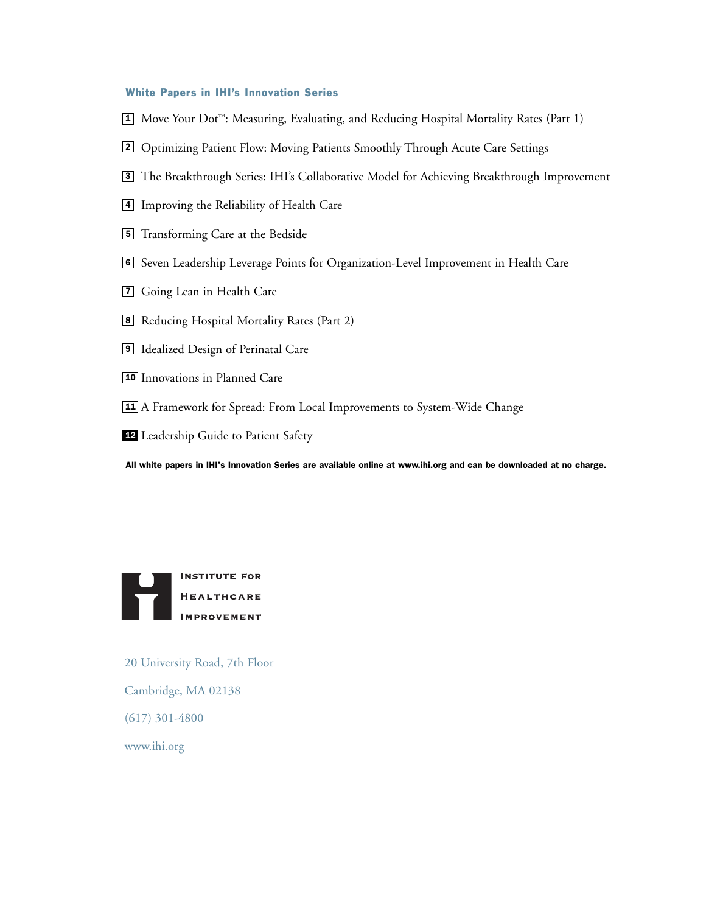**White Papers in IHI's Innovation Series**

1. Move Your Dot™: Measuring, Evaluating, and Reducing Hospital Mortality Rates (Part 1)
2. Optimizing Patient Flow: Moving Patients Smoothly Through Acute Care Settings
3. The Breakthrough Series: IHI's Collaborative Model for Achieving Breakthrough Improvement
4. Improving the Reliability of Health Care
5. Transforming Care at the Bedside
6. Seven Leadership Leverage Points for Organization-Level Improvement in Health Care
7. Going Lean in Health Care
8. Reducing Hospital Mortality Rates (Part 2)
9. Idealized Design of Perinatal Care
10. Innovations in Planned Care
11. A Framework for Spread: From Local Improvements to System-Wide Change
12. Leadership Guide to Patient Safety

**All white papers in IHI's Innovation Series are available online at www.ihi.org and can be downloaded at no charge.**

INSTITUTE FOR HEALTHCARE IMPROVEMENT

20 University Road, 7th Floor

Cambridge, MA 02138

(617) 301-4800

www.ihi.org